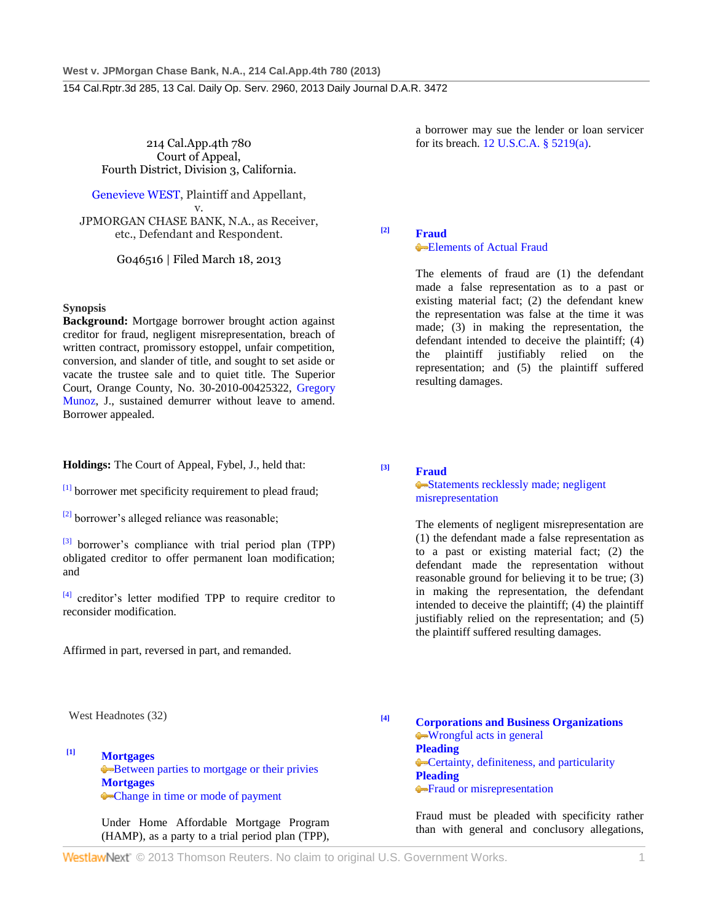214 Cal.App.4th 780
Court of Appeal,
Fourth District, Division 3, California.

Genevieve WEST, Plaintiff and Appellant,
v.
JPMORGAN CHASE BANK, N.A., as Receiver, etc., Defendant and Respondent.

G046516 | Filed March 18, 2013

**Synopsis**

**Background:** Mortgage borrower brought action against creditor for fraud, negligent misrepresentation, breach of written contract, promissory estoppel, unfair competition, conversion, and slander of title, and sought to set aside or vacate the trustee sale and to quiet title. The Superior Court, Orange County, No. 30-2010-00425322, Gregory Munoz, J., sustained demurrer without leave to amend. Borrower appealed.

**Holdings:** The Court of Appeal, Fybel, J., held that:

[1] borrower met specificity requirement to plead fraud;

[2] borrower's alleged reliance was reasonable;

[3] borrower's compliance with trial period plan (TPP) obligated creditor to offer permanent loan modification; and

[4] creditor's letter modified TPP to require creditor to reconsider modification.

Affirmed in part, reversed in part, and remanded.

West Headnotes (32)

[1] **Mortgages**
Between parties to mortgage or their privies
**Mortgages**
Change in time or mode of payment

Under Home Affordable Mortgage Program (HAMP), as a party to a trial period plan (TPP), a borrower may sue the lender or loan servicer for its breach. 12 U.S.C.A. § 5219(a).

[2] **Fraud**
Elements of Actual Fraud

The elements of fraud are (1) the defendant made a false representation as to a past or existing material fact; (2) the defendant knew the representation was false at the time it was made; (3) in making the representation, the defendant intended to deceive the plaintiff; (4) the plaintiff justifiably relied on the representation; and (5) the plaintiff suffered resulting damages.

[3] **Fraud**
Statements recklessly made; negligent misrepresentation

The elements of negligent misrepresentation are (1) the defendant made a false representation as to a past or existing material fact; (2) the defendant made the representation without reasonable ground for believing it to be true; (3) in making the representation, the defendant intended to deceive the plaintiff; (4) the plaintiff justifiably relied on the representation; and (5) the plaintiff suffered resulting damages.

[4] **Corporations and Business Organizations**
Wrongful acts in general
**Pleading**
Certainty, definiteness, and particularity
**Pleading**
Fraud or misrepresentation

Fraud must be pleaded with specificity rather than with general and conclusory allegations,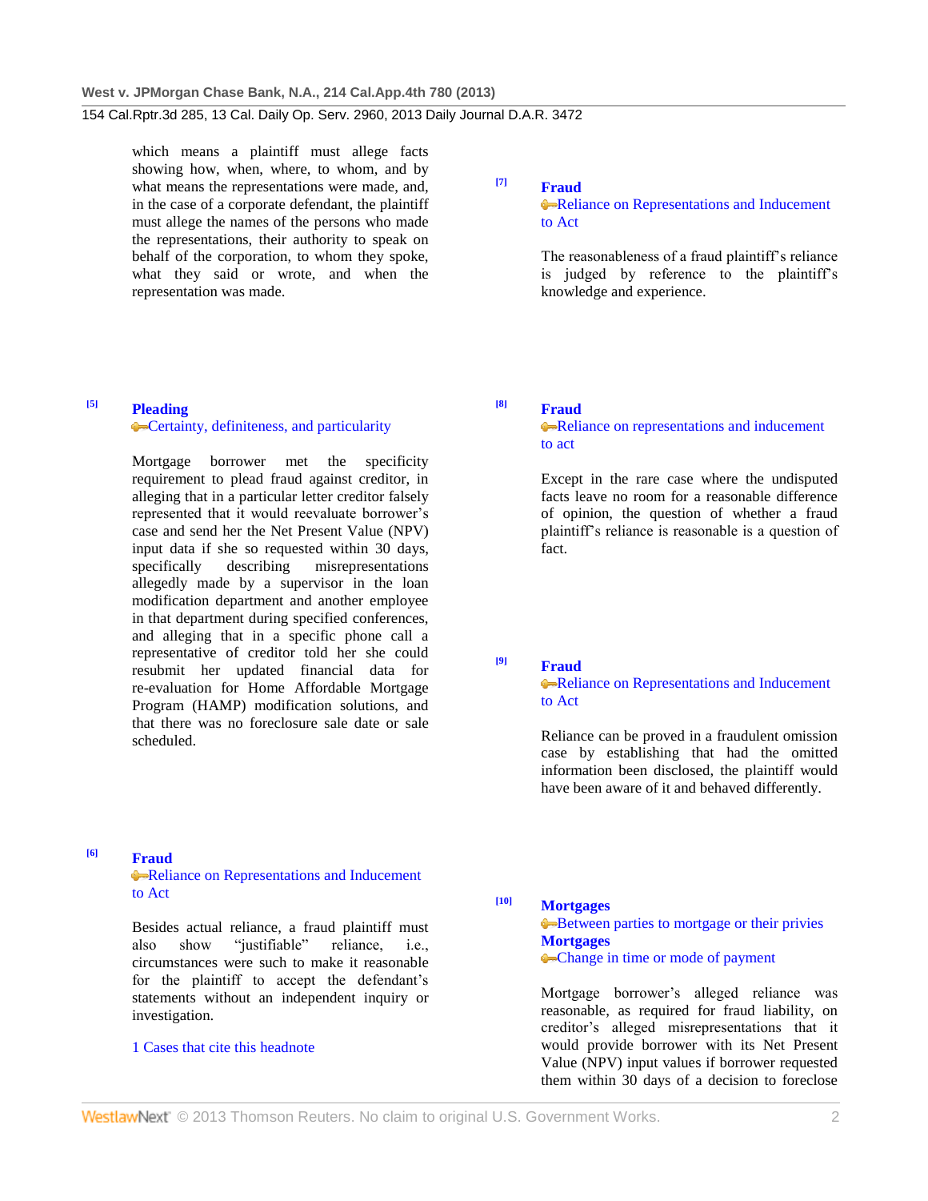which means a plaintiff must allege facts showing how, when, where, to whom, and by what means the representations were made, and, in the case of a corporate defendant, the plaintiff must allege the names of the persons who made the representations, their authority to speak on behalf of the corporation, to whom they spoke, what they said or wrote, and when the representation was made.

[5] **Pleading**
Certainty, definiteness, and particularity

Mortgage borrower met the specificity requirement to plead fraud against creditor, in alleging that in a particular letter creditor falsely represented that it would reevaluate borrower's case and send her the Net Present Value (NPV) input data if she so requested within 30 days, specifically describing misrepresentations allegedly made by a supervisor in the loan modification department and another employee in that department during specified conferences, and alleging that in a specific phone call a representative of creditor told her she could resubmit her updated financial data for re-evaluation for Home Affordable Mortgage Program (HAMP) modification solutions, and that there was no foreclosure sale date or sale scheduled.

[6] **Fraud**
Reliance on Representations and Inducement to Act

Besides actual reliance, a fraud plaintiff must also show "justifiable" reliance, i.e., circumstances were such to make it reasonable for the plaintiff to accept the defendant's statements without an independent inquiry or investigation.

1 Cases that cite this headnote

[7] **Fraud**
Reliance on Representations and Inducement to Act

The reasonableness of a fraud plaintiff's reliance is judged by reference to the plaintiff's knowledge and experience.

[8] **Fraud**
Reliance on representations and inducement to act

Except in the rare case where the undisputed facts leave no room for a reasonable difference of opinion, the question of whether a fraud plaintiff's reliance is reasonable is a question of fact.

[9] **Fraud**
Reliance on Representations and Inducement to Act

Reliance can be proved in a fraudulent omission case by establishing that had the omitted information been disclosed, the plaintiff would have been aware of it and behaved differently.

[10] **Mortgages**
Between parties to mortgage or their privies
**Mortgages**
Change in time or mode of payment

Mortgage borrower's alleged reliance was reasonable, as required for fraud liability, on creditor's alleged misrepresentations that it would provide borrower with its Net Present Value (NPV) input values if borrower requested them within 30 days of a decision to foreclose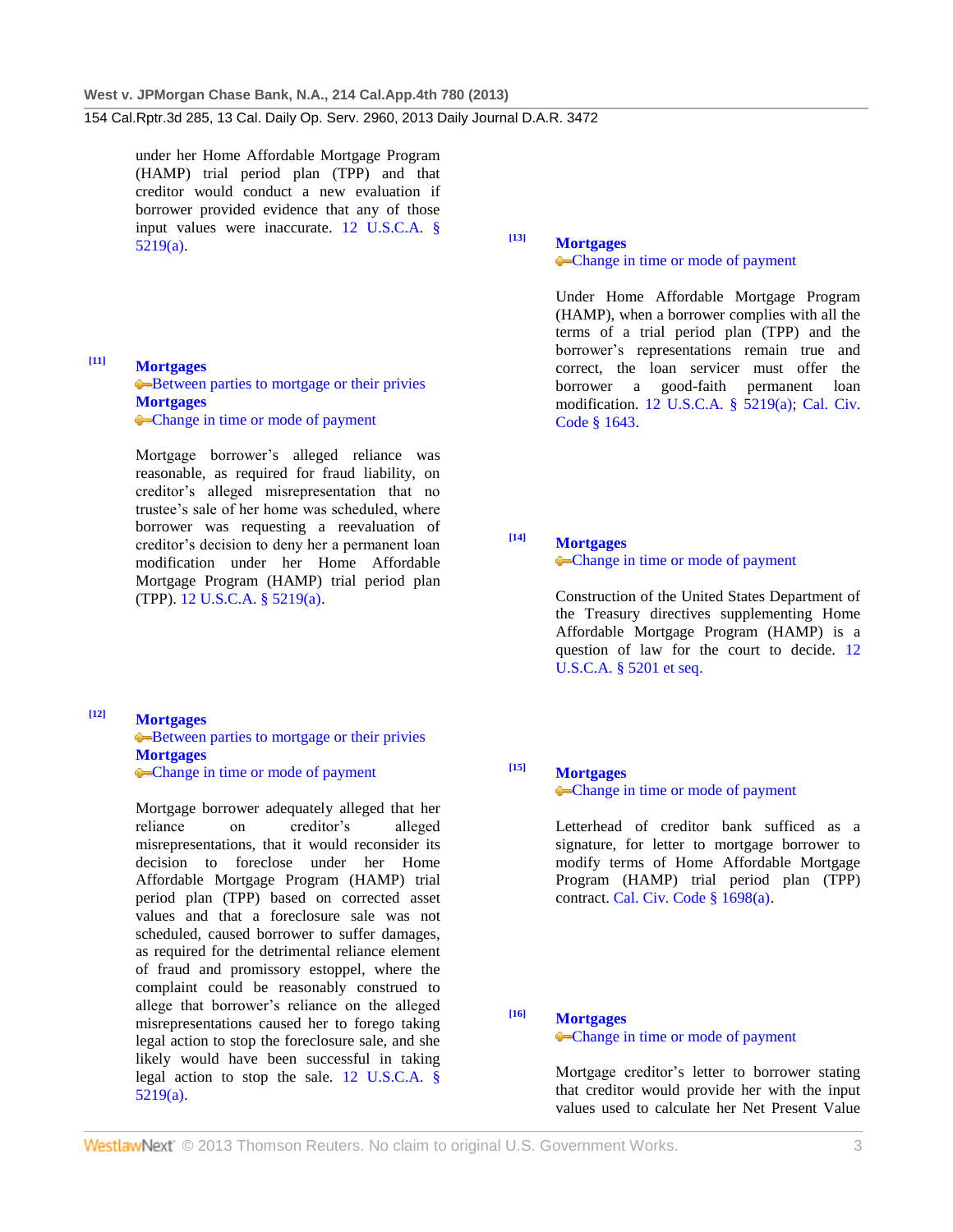under her Home Affordable Mortgage Program (HAMP) trial period plan (TPP) and that creditor would conduct a new evaluation if borrower provided evidence that any of those input values were inaccurate. 12 U.S.C.A. § 5219(a).

[11] **Mortgages**
Between parties to mortgage or their privies
**Mortgages**
Change in time or mode of payment

Mortgage borrower's alleged reliance was reasonable, as required for fraud liability, on creditor's alleged misrepresentation that no trustee's sale of her home was scheduled, where borrower was requesting a reevaluation of creditor's decision to deny her a permanent loan modification under her Home Affordable Mortgage Program (HAMP) trial period plan (TPP). 12 U.S.C.A. § 5219(a).

[12] **Mortgages**
Between parties to mortgage or their privies
**Mortgages**
Change in time or mode of payment

Mortgage borrower adequately alleged that her reliance on creditor's alleged misrepresentations, that it would reconsider its decision to foreclose under her Home Affordable Mortgage Program (HAMP) trial period plan (TPP) based on corrected asset values and that a foreclosure sale was not scheduled, caused borrower to suffer damages, as required for the detrimental reliance element of fraud and promissory estoppel, where the complaint could be reasonably construed to allege that borrower's reliance on the alleged misrepresentations caused her to forego taking legal action to stop the foreclosure sale, and she likely would have been successful in taking legal action to stop the sale. 12 U.S.C.A. § 5219(a).

[13] **Mortgages**
Change in time or mode of payment

Under Home Affordable Mortgage Program (HAMP), when a borrower complies with all the terms of a trial period plan (TPP) and the borrower's representations remain true and correct, the loan servicer must offer the borrower a good-faith permanent loan modification. 12 U.S.C.A. § 5219(a); Cal. Civ. Code § 1643.

[14] **Mortgages**
Change in time or mode of payment

Construction of the United States Department of the Treasury directives supplementing Home Affordable Mortgage Program (HAMP) is a question of law for the court to decide. 12 U.S.C.A. § 5201 et seq.

[15] **Mortgages**
Change in time or mode of payment

Letterhead of creditor bank sufficed as a signature, for letter to mortgage borrower to modify terms of Home Affordable Mortgage Program (HAMP) trial period plan (TPP) contract. Cal. Civ. Code § 1698(a).

[16] **Mortgages**
Change in time or mode of payment

Mortgage creditor's letter to borrower stating that creditor would provide her with the input values used to calculate her Net Present Value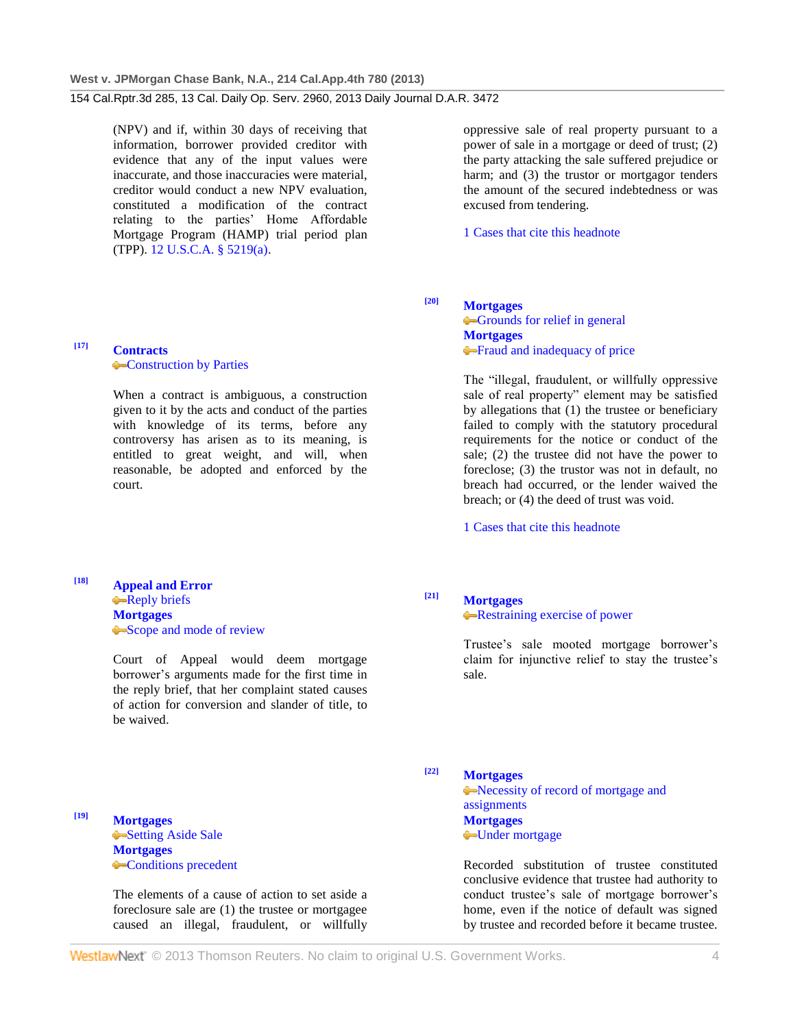(NPV) and if, within 30 days of receiving that information, borrower provided creditor with evidence that any of the input values were inaccurate, and those inaccuracies were material, creditor would conduct a new NPV evaluation, constituted a modification of the contract relating to the parties' Home Affordable Mortgage Program (HAMP) trial period plan (TPP). 12 U.S.C.A. § 5219(a).

[17] **Contracts**
Construction by Parties

When a contract is ambiguous, a construction given to it by the acts and conduct of the parties with knowledge of its terms, before any controversy has arisen as to its meaning, is entitled to great weight, and will, when reasonable, be adopted and enforced by the court.

[18] **Appeal and Error**
Reply briefs
**Mortgages**
Scope and mode of review

Court of Appeal would deem mortgage borrower's arguments made for the first time in the reply brief, that her complaint stated causes of action for conversion and slander of title, to be waived.

[19] **Mortgages**
Setting Aside Sale
**Mortgages**
Conditions precedent

The elements of a cause of action to set aside a foreclosure sale are (1) the trustee or mortgagee caused an illegal, fraudulent, or willfully oppressive sale of real property pursuant to a power of sale in a mortgage or deed of trust; (2) the party attacking the sale suffered prejudice or harm; and (3) the trustor or mortgagor tenders the amount of the secured indebtedness or was excused from tendering.

1 Cases that cite this headnote

[20] **Mortgages**
Grounds for relief in general
**Mortgages**
Fraud and inadequacy of price

The "illegal, fraudulent, or willfully oppressive sale of real property" element may be satisfied by allegations that (1) the trustee or beneficiary failed to comply with the statutory procedural requirements for the notice or conduct of the sale; (2) the trustee did not have the power to foreclose; (3) the trustor was not in default, no breach had occurred, or the lender waived the breach; or (4) the deed of trust was void.

1 Cases that cite this headnote

[21] **Mortgages**
Restraining exercise of power

Trustee's sale mooted mortgage borrower's claim for injunctive relief to stay the trustee's sale.

[22] **Mortgages**
Necessity of record of mortgage and assignments
**Mortgages**
Under mortgage

Recorded substitution of trustee constituted conclusive evidence that trustee had authority to conduct trustee's sale of mortgage borrower's home, even if the notice of default was signed by trustee and recorded before it became trustee.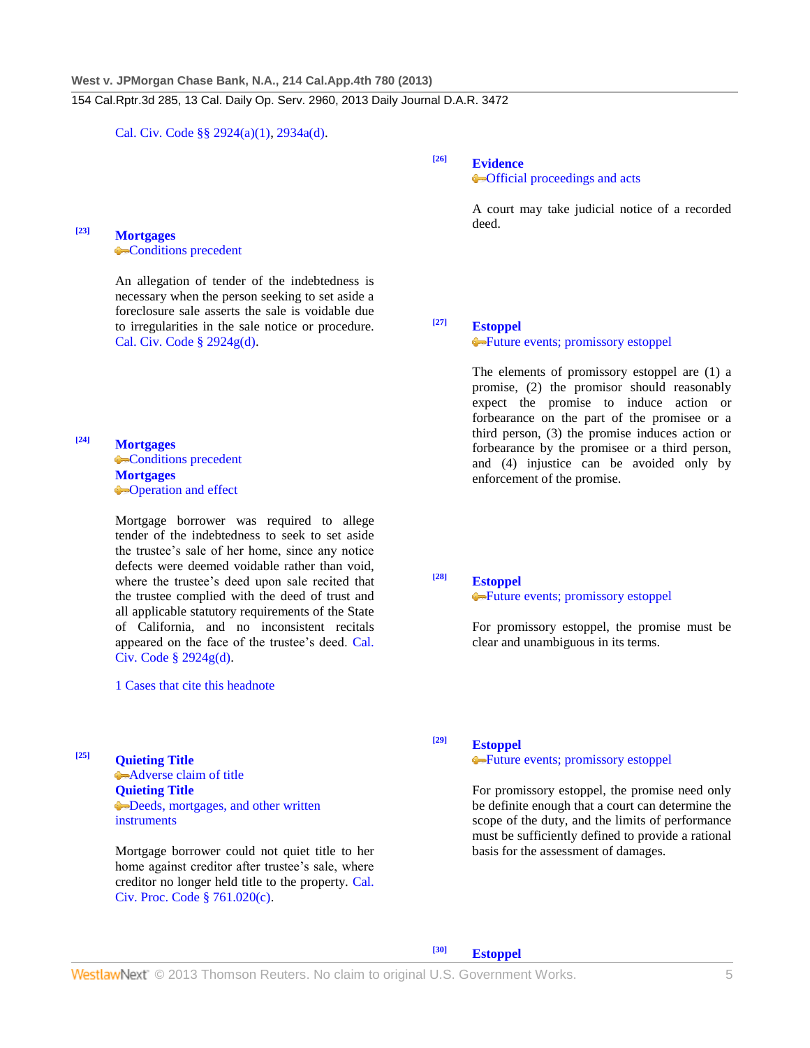Cal. Civ. Code §§ 2924(a)(1), 2934a(d).

[23]

**Mortgages**
Conditions precedent

An allegation of tender of the indebtedness is necessary when the person seeking to set aside a foreclosure sale asserts the sale is voidable due to irregularities in the sale notice or procedure. Cal. Civ. Code § 2924g(d).

[24]

**Mortgages**
Conditions precedent
**Mortgages**
Operation and effect

Mortgage borrower was required to allege tender of the indebtedness to seek to set aside the trustee's sale of her home, since any notice defects were deemed voidable rather than void, where the trustee's deed upon sale recited that the trustee complied with the deed of trust and all applicable statutory requirements of the State of California, and no inconsistent recitals appeared on the face of the trustee's deed. Cal. Civ. Code § 2924g(d).

1 Cases that cite this headnote

[25]

**Quieting Title**
Adverse claim of title
**Quieting Title**
Deeds, mortgages, and other written instruments

Mortgage borrower could not quiet title to her home against creditor after trustee's sale, where creditor no longer held title to the property. Cal. Civ. Proc. Code § 761.020(c).

[26]

**Evidence**
Official proceedings and acts

A court may take judicial notice of a recorded deed.

[27]

**Estoppel**
Future events; promissory estoppel

The elements of promissory estoppel are (1) a promise, (2) the promisor should reasonably expect the promise to induce action or forbearance on the part of the promisee or a third person, (3) the promise induces action or forbearance by the promisee or a third person, and (4) injustice can be avoided only by enforcement of the promise.

[28]

**Estoppel**
Future events; promissory estoppel

For promissory estoppel, the promise must be clear and unambiguous in its terms.

[29]

**Estoppel**
Future events; promissory estoppel

For promissory estoppel, the promise need only be definite enough that a court can determine the scope of the duty, and the limits of performance must be sufficiently defined to provide a rational basis for the assessment of damages.

[30]

**Estoppel**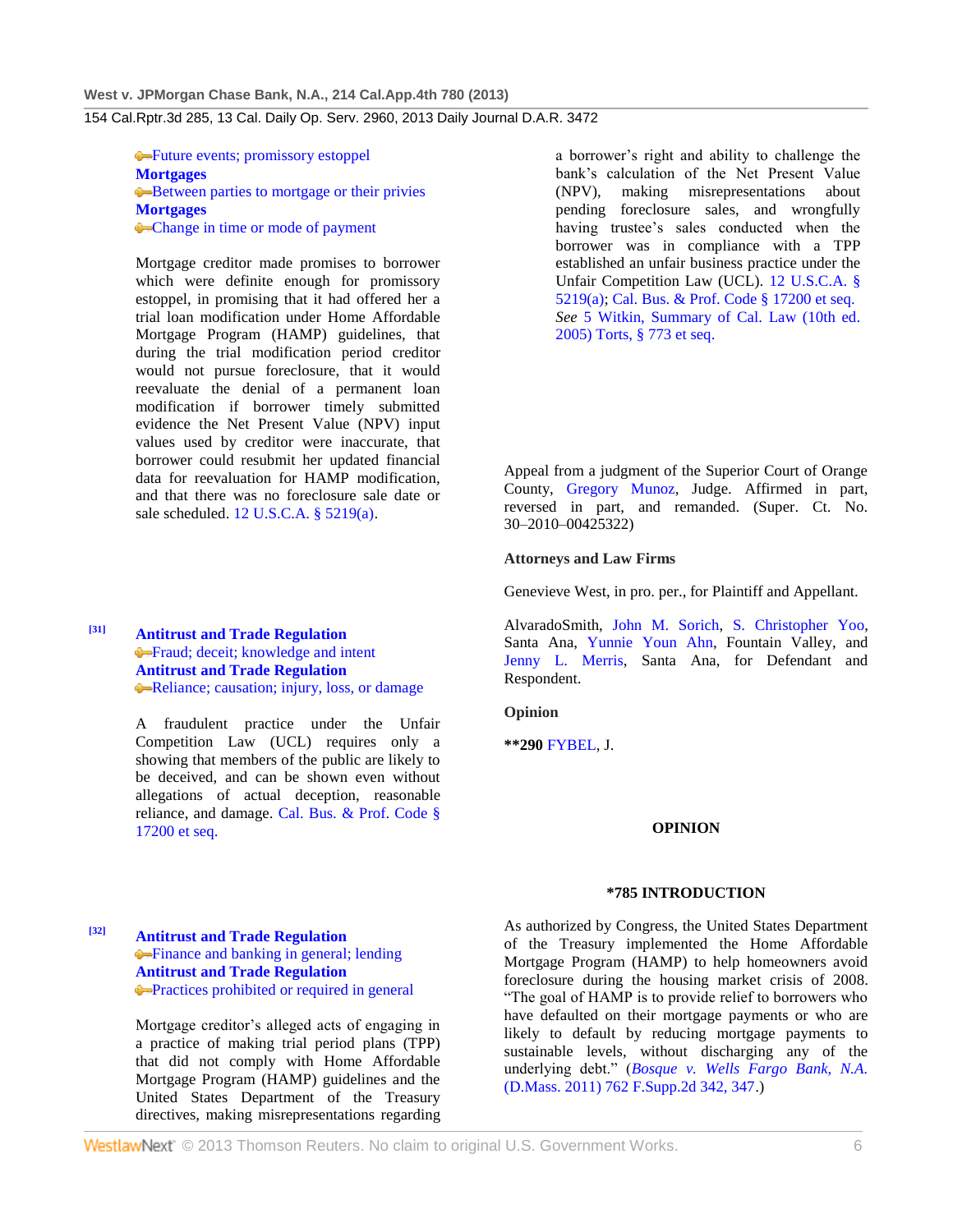Future events; promissory estoppel
**Mortgages**
Between parties to mortgage or their privies
**Mortgages**
Change in time or mode of payment

Mortgage creditor made promises to borrower which were definite enough for promissory estoppel, in promising that it had offered her a trial loan modification under Home Affordable Mortgage Program (HAMP) guidelines, that during the trial modification period creditor would not pursue foreclosure, that it would reevaluate the denial of a permanent loan modification if borrower timely submitted evidence the Net Present Value (NPV) input values used by creditor were inaccurate, that borrower could resubmit her updated financial data for reevaluation for HAMP modification, and that there was no foreclosure sale date or sale scheduled. 12 U.S.C.A. § 5219(a).

[31] **Antitrust and Trade Regulation**
Fraud; deceit; knowledge and intent
**Antitrust and Trade Regulation**
Reliance; causation; injury, loss, or damage

A fraudulent practice under the Unfair Competition Law (UCL) requires only a showing that members of the public are likely to be deceived, and can be shown even without allegations of actual deception, reasonable reliance, and damage. Cal. Bus. & Prof. Code § 17200 et seq.

[32] **Antitrust and Trade Regulation**
Finance and banking in general; lending
**Antitrust and Trade Regulation**
Practices prohibited or required in general

Mortgage creditor's alleged acts of engaging in a practice of making trial period plans (TPP) that did not comply with Home Affordable Mortgage Program (HAMP) guidelines and the United States Department of the Treasury directives, making misrepresentations regarding a borrower's right and ability to challenge the bank's calculation of the Net Present Value (NPV), making misrepresentations about pending foreclosure sales, and wrongfully having trustee's sales conducted when the borrower was in compliance with a TPP established an unfair business practice under the Unfair Competition Law (UCL). 12 U.S.C.A. § 5219(a); Cal. Bus. & Prof. Code § 17200 et seq. *See* 5 Witkin, Summary of Cal. Law (10th ed. 2005) Torts, § 773 et seq.

Appeal from a judgment of the Superior Court of Orange County, Gregory Munoz, Judge. Affirmed in part, reversed in part, and remanded. (Super. Ct. No. 30–2010–00425322)

**Attorneys and Law Firms**

Genevieve West, in pro. per., for Plaintiff and Appellant.

AlvaradoSmith, John M. Sorich, S. Christopher Yoo, Santa Ana, Yunnie Youn Ahn, Fountain Valley, and Jenny L. Merris, Santa Ana, for Defendant and Respondent.

**Opinion**

**\*\*290** FYBEL, J.

## OPINION

### \*785 INTRODUCTION

As authorized by Congress, the United States Department of the Treasury implemented the Home Affordable Mortgage Program (HAMP) to help homeowners avoid foreclosure during the housing market crisis of 2008. "The goal of HAMP is to provide relief to borrowers who have defaulted on their mortgage payments or who are likely to default by reducing mortgage payments to sustainable levels, without discharging any of the underlying debt." (*Bosque v. Wells Fargo Bank, N.A.* (D.Mass. 2011) 762 F.Supp.2d 342, 347.)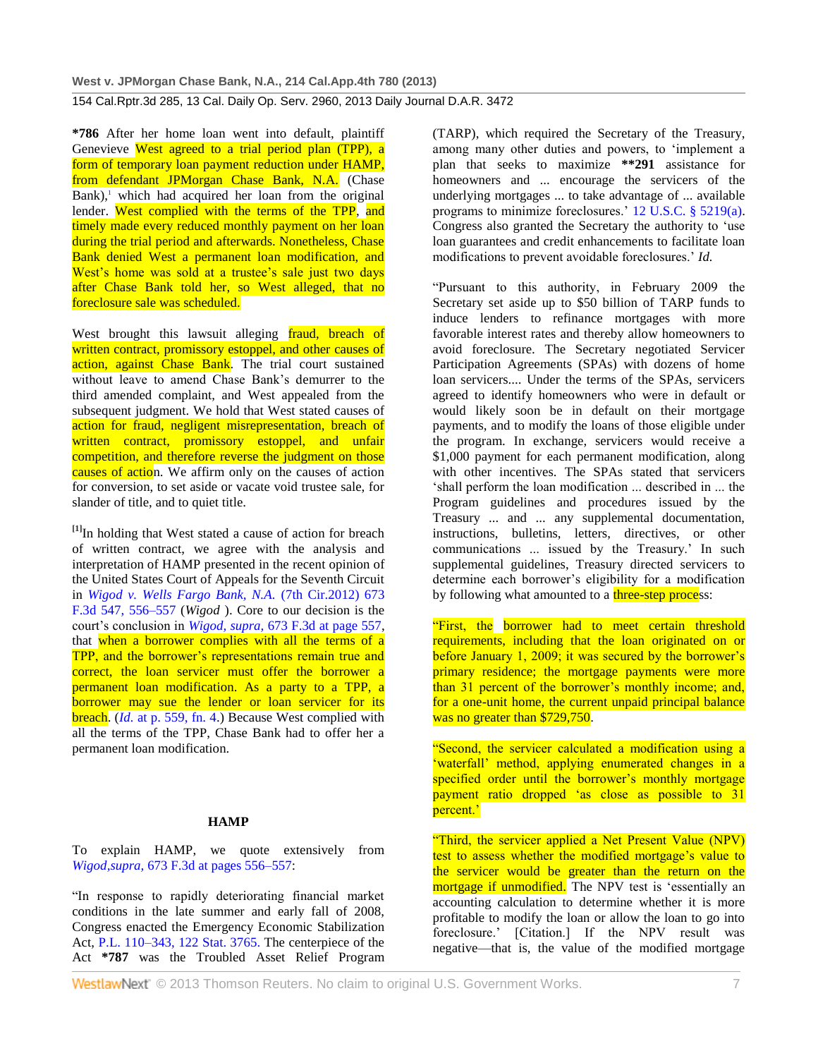**\*786** After her home loan went into default, plaintiff Genevieve West agreed to a trial period plan (TPP), a form of temporary loan payment reduction under HAMP, from defendant JPMorgan Chase Bank, N.A. (Chase Bank),[1] which had acquired her loan from the original lender. West complied with the terms of the TPP, and timely made every reduced monthly payment on her loan during the trial period and afterwards. Nonetheless, Chase Bank denied West a permanent loan modification, and West's home was sold at a trustee's sale just two days after Chase Bank told her, so West alleged, that no foreclosure sale was scheduled.

West brought this lawsuit alleging fraud, breach of written contract, promissory estoppel, and other causes of action, against Chase Bank. The trial court sustained without leave to amend Chase Bank's demurrer to the third amended complaint, and West appealed from the subsequent judgment. We hold that West stated causes of action for fraud, negligent misrepresentation, breach of written contract, promissory estoppel, and unfair competition, and therefore reverse the judgment on those causes of action. We affirm only on the causes of action for conversion, to set aside or vacate void trustee sale, for slander of title, and to quiet title.

**[1]** In holding that West stated a cause of action for breach of written contract, we agree with the analysis and interpretation of HAMP presented in the recent opinion of the United States Court of Appeals for the Seventh Circuit in *Wigod v. Wells Fargo Bank, N.A.* (7th Cir.2012) 673 F.3d 547, 556–557 (*Wigod* ). Core to our decision is the court's conclusion in *Wigod, supra,* 673 F.3d at page 557, that when a borrower complies with all the terms of a TPP, and the borrower's representations remain true and correct, the loan servicer must offer the borrower a permanent loan modification. As a party to a TPP, a borrower may sue the lender or loan servicer for its breach. (*Id.* at p. 559, fn. 4.) Because West complied with all the terms of the TPP, Chase Bank had to offer her a permanent loan modification.

### HAMP

To explain HAMP, we quote extensively from *Wigod,supra,* 673 F.3d at pages 556–557:

"In response to rapidly deteriorating financial market conditions in the late summer and early fall of 2008, Congress enacted the Emergency Economic Stabilization Act, P.L. 110–343, 122 Stat. 3765. The centerpiece of the Act **\*787** was the Troubled Asset Relief Program (TARP), which required the Secretary of the Treasury, among many other duties and powers, to 'implement a plan that seeks to maximize **\*\*291** assistance for homeowners and ... encourage the servicers of the underlying mortgages ... to take advantage of ... available programs to minimize foreclosures.' 12 U.S.C. § 5219(a). Congress also granted the Secretary the authority to 'use loan guarantees and credit enhancements to facilitate loan modifications to prevent avoidable foreclosures.' *Id.*

"Pursuant to this authority, in February 2009 the Secretary set aside up to $50 billion of TARP funds to induce lenders to refinance mortgages with more favorable interest rates and thereby allow homeowners to avoid foreclosure. The Secretary negotiated Servicer Participation Agreements (SPAs) with dozens of home loan servicers.... Under the terms of the SPAs, servicers agreed to identify homeowners who were in default or would likely soon be in default on their mortgage payments, and to modify the loans of those eligible under the program. In exchange, servicers would receive a $1,000 payment for each permanent modification, along with other incentives. The SPAs stated that servicers 'shall perform the loan modification ... described in ... the Program guidelines and procedures issued by the Treasury ... and ... any supplemental documentation, instructions, bulletins, letters, directives, or other communications ... issued by the Treasury.' In such supplemental guidelines, Treasury directed servicers to determine each borrower's eligibility for a modification by following what amounted to a three-step process:

"First, the borrower had to meet certain threshold requirements, including that the loan originated on or before January 1, 2009; it was secured by the borrower's primary residence; the mortgage payments were more than 31 percent of the borrower's monthly income; and, for a one-unit home, the current unpaid principal balance was no greater than $729,750.

"Second, the servicer calculated a modification using a 'waterfall' method, applying enumerated changes in a specified order until the borrower's monthly mortgage payment ratio dropped 'as close as possible to 31 percent.'

"Third, the servicer applied a Net Present Value (NPV) test to assess whether the modified mortgage's value to the servicer would be greater than the return on the mortgage if unmodified. The NPV test is 'essentially an accounting calculation to determine whether it is more profitable to modify the loan or allow the loan to go into foreclosure.' [Citation.] If the NPV result was negative—that is, the value of the modified mortgage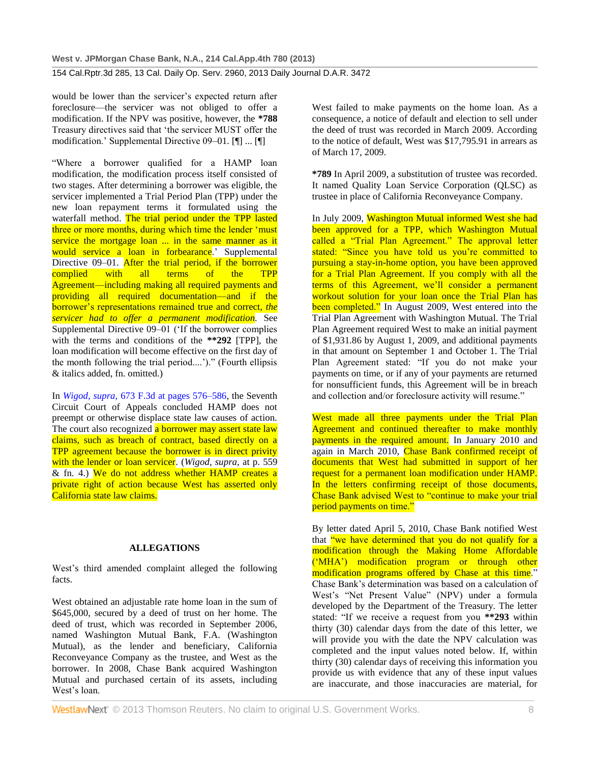would be lower than the servicer's expected return after foreclosure—the servicer was not obliged to offer a modification. If the NPV was positive, however, the **\*788** Treasury directives said that 'the servicer MUST offer the modification.' Supplemental Directive 09–01. [¶] ... [¶]

"Where a borrower qualified for a HAMP loan modification, the modification process itself consisted of two stages. After determining a borrower was eligible, the servicer implemented a Trial Period Plan (TPP) under the new loan repayment terms it formulated using the waterfall method. The trial period under the TPP lasted three or more months, during which time the lender 'must service the mortgage loan ... in the same manner as it would service a loan in forbearance.' Supplemental Directive 09–01. After the trial period, if the borrower complied with all terms of the TPP Agreement—including making all required payments and providing all required documentation—and if the borrower's representations remained true and correct, *the servicer had to offer a permanent modification.* See Supplemental Directive 09–01 ('If the borrower complies with the terms and conditions of the **\*\*292** [TPP], the loan modification will become effective on the first day of the month following the trial period....')." (Fourth ellipsis & italics added, fn. omitted.)

In *Wigod, supra,* 673 F.3d at pages 576–586, the Seventh Circuit Court of Appeals concluded HAMP does not preempt or otherwise displace state law causes of action. The court also recognized a borrower may assert state law claims, such as breach of contract, based directly on a TPP agreement because the borrower is in direct privity with the lender or loan servicer. (*Wigod, supra,* at p. 559 & fn. 4.) We do not address whether HAMP creates a private right of action because West has asserted only California state law claims.

## ALLEGATIONS

West's third amended complaint alleged the following facts.

West obtained an adjustable rate home loan in the sum of $645,000, secured by a deed of trust on her home. The deed of trust, which was recorded in September 2006, named Washington Mutual Bank, F.A. (Washington Mutual), as the lender and beneficiary, California Reconveyance Company as the trustee, and West as the borrower. In 2008, Chase Bank acquired Washington Mutual and purchased certain of its assets, including West's loan.

West failed to make payments on the home loan. As a consequence, a notice of default and election to sell under the deed of trust was recorded in March 2009. According to the notice of default, West was $17,795.91 in arrears as of March 17, 2009.

**\*789** In April 2009, a substitution of trustee was recorded. It named Quality Loan Service Corporation (QLSC) as trustee in place of California Reconveyance Company.

In July 2009, Washington Mutual informed West she had been approved for a TPP, which Washington Mutual called a "Trial Plan Agreement." The approval letter stated: "Since you have told us you're committed to pursuing a stay-in-home option, you have been approved for a Trial Plan Agreement. If you comply with all the terms of this Agreement, we'll consider a permanent workout solution for your loan once the Trial Plan has been completed." In August 2009, West entered into the Trial Plan Agreement with Washington Mutual. The Trial Plan Agreement required West to make an initial payment of $1,931.86 by August 1, 2009, and additional payments in that amount on September 1 and October 1. The Trial Plan Agreement stated: "If you do not make your payments on time, or if any of your payments are returned for nonsufficient funds, this Agreement will be in breach and collection and/or foreclosure activity will resume."

West made all three payments under the Trial Plan Agreement and continued thereafter to make monthly payments in the required amount. In January 2010 and again in March 2010, Chase Bank confirmed receipt of documents that West had submitted in support of her request for a permanent loan modification under HAMP. In the letters confirming receipt of those documents, Chase Bank advised West to "continue to make your trial period payments on time."

By letter dated April 5, 2010, Chase Bank notified West that "we have determined that you do not qualify for a modification through the Making Home Affordable ('MHA') modification program or through other modification programs offered by Chase at this time." Chase Bank's determination was based on a calculation of West's "Net Present Value" (NPV) under a formula developed by the Department of the Treasury. The letter stated: "If we receive a request from you **\*\*293** within thirty (30) calendar days from the date of this letter, we will provide you with the date the NPV calculation was completed and the input values noted below. If, within thirty (30) calendar days of receiving this information you provide us with evidence that any of these input values are inaccurate, and those inaccuracies are material, for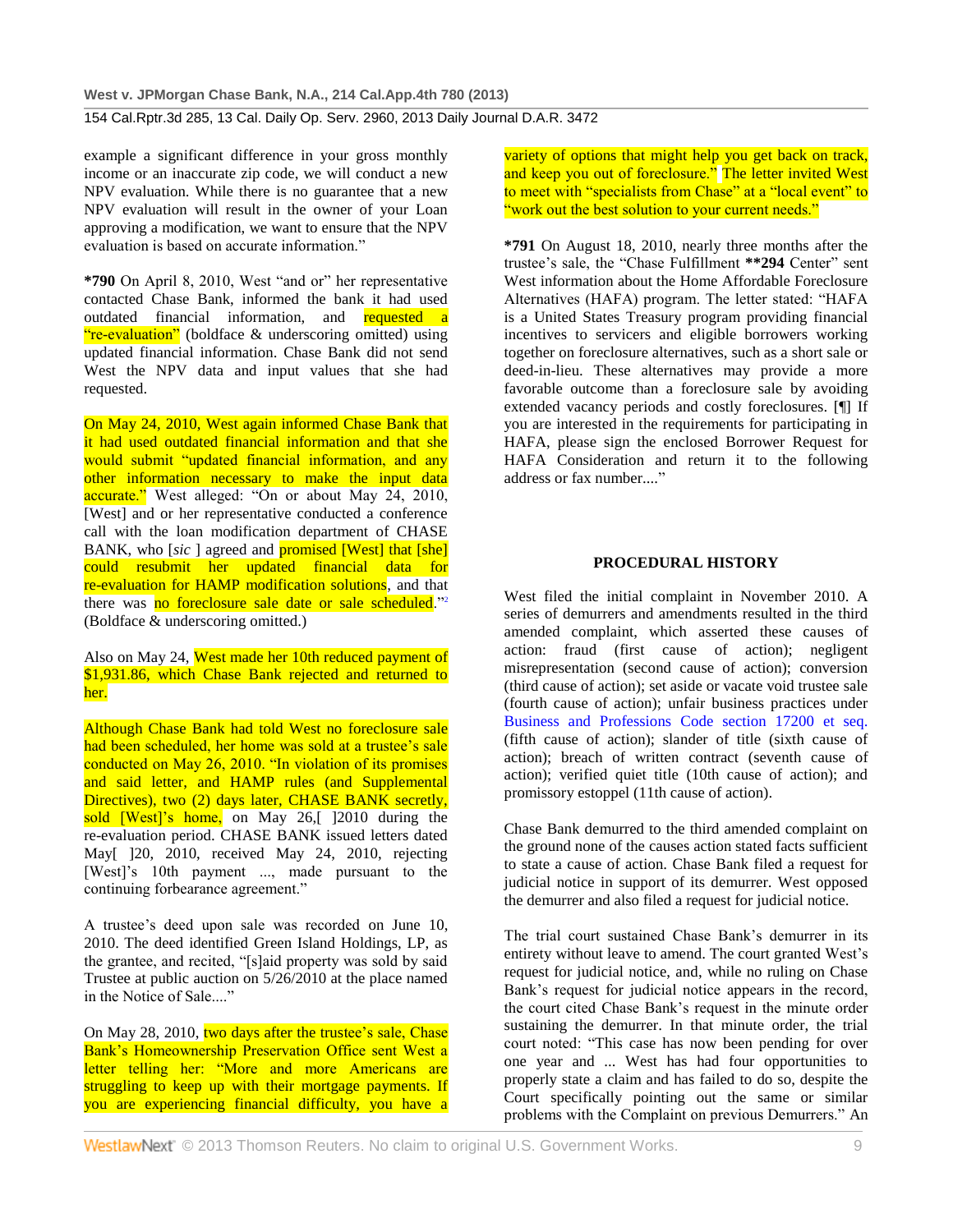example a significant difference in your gross monthly income or an inaccurate zip code, we will conduct a new NPV evaluation. While there is no guarantee that a new NPV evaluation will result in the owner of your Loan approving a modification, we want to ensure that the NPV evaluation is based on accurate information."

**\*790** On April 8, 2010, West "and or" her representative contacted Chase Bank, informed the bank it had used outdated financial information, and requested a "re-evaluation" (boldface & underscoring omitted) using updated financial information. Chase Bank did not send West the NPV data and input values that she had requested.

On May 24, 2010, West again informed Chase Bank that it had used outdated financial information and that she would submit "updated financial information, and any other information necessary to make the input data accurate." West alleged: "On or about May 24, 2010, [West] and or her representative conducted a conference call with the loan modification department of CHASE BANK, who [*sic* ] agreed and promised [West] that [she] could resubmit her updated financial data for re-evaluation for HAMP modification solutions, and that there was no foreclosure sale date or sale scheduled."[2] (Boldface & underscoring omitted.)

Also on May 24, West made her 10th reduced payment of $1,931.86, which Chase Bank rejected and returned to her.

Although Chase Bank had told West no foreclosure sale had been scheduled, her home was sold at a trustee's sale conducted on May 26, 2010. "In violation of its promises and said letter, and HAMP rules (and Supplemental Directives), two (2) days later, CHASE BANK secretly, sold [West]'s home, on May 26,[ ]2010 during the re-evaluation period. CHASE BANK issued letters dated May[ ]20, 2010, received May 24, 2010, rejecting [West]'s 10th payment ..., made pursuant to the continuing forbearance agreement."

A trustee's deed upon sale was recorded on June 10, 2010. The deed identified Green Island Holdings, LP, as the grantee, and recited, "[s]aid property was sold by said Trustee at public auction on 5/26/2010 at the place named in the Notice of Sale...."

On May 28, 2010, two days after the trustee's sale, Chase Bank's Homeownership Preservation Office sent West a letter telling her: "More and more Americans are struggling to keep up with their mortgage payments. If you are experiencing financial difficulty, you have a variety of options that might help you get back on track, and keep you out of foreclosure." The letter invited West to meet with "specialists from Chase" at a "local event" to "work out the best solution to your current needs."

**\*791** On August 18, 2010, nearly three months after the trustee's sale, the "Chase Fulfillment **\*\*294** Center" sent West information about the Home Affordable Foreclosure Alternatives (HAFA) program. The letter stated: "HAFA is a United States Treasury program providing financial incentives to servicers and eligible borrowers working together on foreclosure alternatives, such as a short sale or deed-in-lieu. These alternatives may provide a more favorable outcome than a foreclosure sale by avoiding extended vacancy periods and costly foreclosures. [¶] If you are interested in the requirements for participating in HAFA, please sign the enclosed Borrower Request for HAFA Consideration and return it to the following address or fax number...."

## PROCEDURAL HISTORY

West filed the initial complaint in November 2010. A series of demurrers and amendments resulted in the third amended complaint, which asserted these causes of action: fraud (first cause of action); negligent misrepresentation (second cause of action); conversion (third cause of action); set aside or vacate void trustee sale (fourth cause of action); unfair business practices under Business and Professions Code section 17200 et seq. (fifth cause of action); slander of title (sixth cause of action); breach of written contract (seventh cause of action); verified quiet title (10th cause of action); and promissory estoppel (11th cause of action).

Chase Bank demurred to the third amended complaint on the ground none of the causes action stated facts sufficient to state a cause of action. Chase Bank filed a request for judicial notice in support of its demurrer. West opposed the demurrer and also filed a request for judicial notice.

The trial court sustained Chase Bank's demurrer in its entirety without leave to amend. The court granted West's request for judicial notice, and, while no ruling on Chase Bank's request for judicial notice appears in the record, the court cited Chase Bank's request in the minute order sustaining the demurrer. In that minute order, the trial court noted: "This case has now been pending for over one year and ... West has had four opportunities to properly state a claim and has failed to do so, despite the Court specifically pointing out the same or similar problems with the Complaint on previous Demurrers." An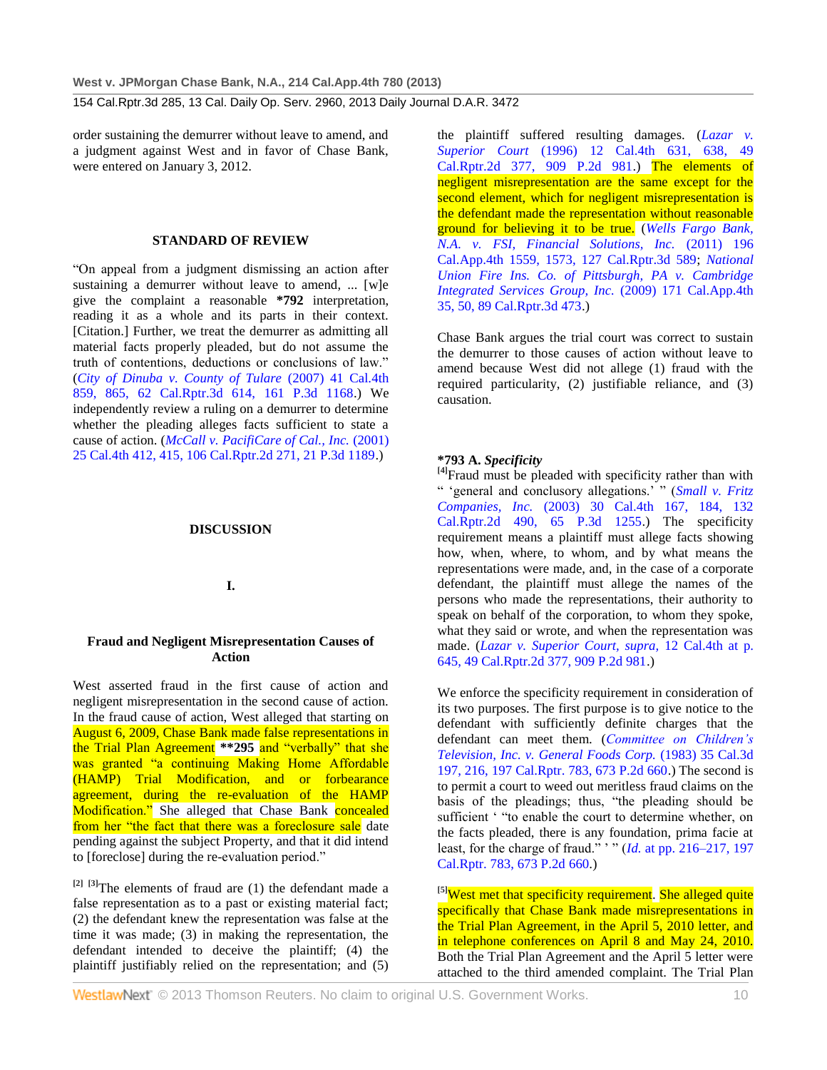order sustaining the demurrer without leave to amend, and a judgment against West and in favor of Chase Bank, were entered on January 3, 2012.

## STANDARD OF REVIEW

"On appeal from a judgment dismissing an action after sustaining a demurrer without leave to amend, ... [w]e give the complaint a reasonable **\*792** interpretation, reading it as a whole and its parts in their context. [Citation.] Further, we treat the demurrer as admitting all material facts properly pleaded, but do not assume the truth of contentions, deductions or conclusions of law." (*City of Dinuba v. County of Tulare* (2007) 41 Cal.4th 859, 865, 62 Cal.Rptr.3d 614, 161 P.3d 1168.) We independently review a ruling on a demurrer to determine whether the pleading alleges facts sufficient to state a cause of action. (*McCall v. PacifiCare of Cal., Inc.* (2001) 25 Cal.4th 412, 415, 106 Cal.Rptr.2d 271, 21 P.3d 1189.)

## DISCUSSION

### I.

### Fraud and Negligent Misrepresentation Causes of Action

West asserted fraud in the first cause of action and negligent misrepresentation in the second cause of action. In the fraud cause of action, West alleged that starting on August 6, 2009, Chase Bank made false representations in the Trial Plan Agreement **\*\*295** and "verbally" that she was granted "a continuing Making Home Affordable (HAMP) Trial Modification, and or forbearance agreement, during the re-evaluation of the HAMP Modification." She alleged that Chase Bank concealed from her "the fact that there was a foreclosure sale date pending against the subject Property, and that it did intend to [foreclose] during the re-evaluation period."

[2] [3]The elements of fraud are (1) the defendant made a false representation as to a past or existing material fact; (2) the defendant knew the representation was false at the time it was made; (3) in making the representation, the defendant intended to deceive the plaintiff; (4) the plaintiff justifiably relied on the representation; and (5) the plaintiff suffered resulting damages. (*Lazar v. Superior Court* (1996) 12 Cal.4th 631, 638, 49 Cal.Rptr.2d 377, 909 P.2d 981.) The elements of negligent misrepresentation are the same except for the second element, which for negligent misrepresentation is the defendant made the representation without reasonable ground for believing it to be true. (*Wells Fargo Bank, N.A. v. FSI, Financial Solutions, Inc.* (2011) 196 Cal.App.4th 1559, 1573, 127 Cal.Rptr.3d 589; *National Union Fire Ins. Co. of Pittsburgh, PA v. Cambridge Integrated Services Group, Inc.* (2009) 171 Cal.App.4th 35, 50, 89 Cal.Rptr.3d 473.)

Chase Bank argues the trial court was correct to sustain the demurrer to those causes of action without leave to amend because West did not allege (1) fraud with the required particularity, (2) justifiable reliance, and (3) causation.

### \*793 A. *Specificity*

[4]Fraud must be pleaded with specificity rather than with " 'general and conclusory allegations.' " (*Small v. Fritz Companies, Inc.* (2003) 30 Cal.4th 167, 184, 132 Cal.Rptr.2d 490, 65 P.3d 1255.) The specificity requirement means a plaintiff must allege facts showing how, when, where, to whom, and by what means the representations were made, and, in the case of a corporate defendant, the plaintiff must allege the names of the persons who made the representations, their authority to speak on behalf of the corporation, to whom they spoke, what they said or wrote, and when the representation was made. (*Lazar v. Superior Court, supra,* 12 Cal.4th at p. 645, 49 Cal.Rptr.2d 377, 909 P.2d 981.)

We enforce the specificity requirement in consideration of its two purposes. The first purpose is to give notice to the defendant with sufficiently definite charges that the defendant can meet them. (*Committee on Children's Television, Inc. v. General Foods Corp.* (1983) 35 Cal.3d 197, 216, 197 Cal.Rptr. 783, 673 P.2d 660.) The second is to permit a court to weed out meritless fraud claims on the basis of the pleadings; thus, "the pleading should be sufficient ' "to enable the court to determine whether, on the facts pleaded, there is any foundation, prima facie at least, for the charge of fraud." ' " (*Id.* at pp. 216–217, 197 Cal.Rptr. 783, 673 P.2d 660.)

[5]West met that specificity requirement. She alleged quite specifically that Chase Bank made misrepresentations in the Trial Plan Agreement, in the April 5, 2010 letter, and in telephone conferences on April 8 and May 24, 2010. Both the Trial Plan Agreement and the April 5 letter were attached to the third amended complaint. The Trial Plan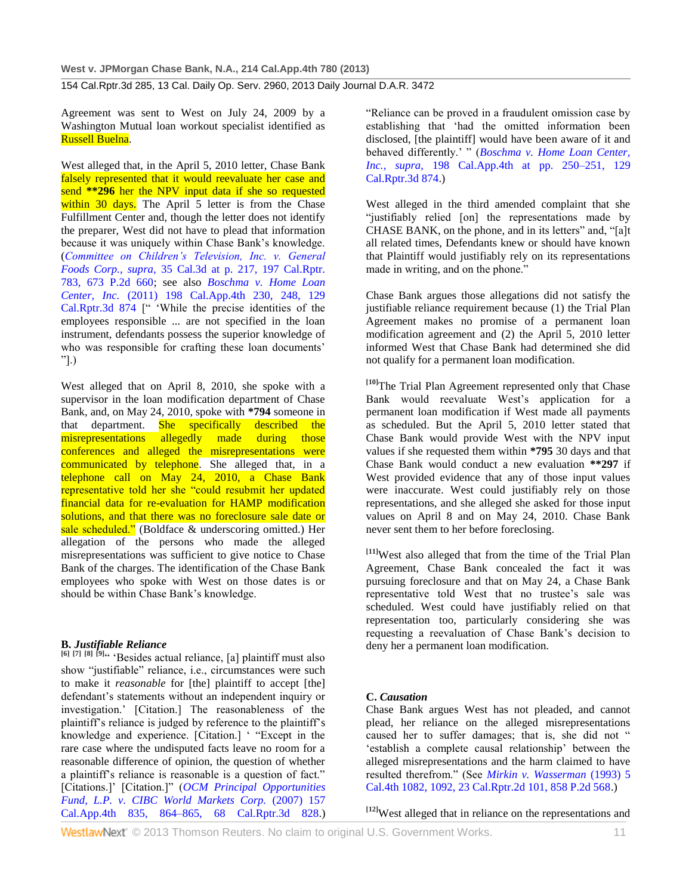Agreement was sent to West on July 24, 2009 by a Washington Mutual loan workout specialist identified as Russell Buelna.

West alleged that, in the April 5, 2010 letter, Chase Bank falsely represented that it would reevaluate her case and send **296 her the NPV input data if she so requested within 30 days. The April 5 letter is from the Chase Fulfillment Center and, though the letter does not identify the preparer, West did not have to plead that information because it was uniquely within Chase Bank's knowledge. (*Committee on Children's Television, Inc. v. General Foods Corp., supra,* 35 Cal.3d at p. 217, 197 Cal.Rptr. 783, 673 P.2d 660; see also *Boschma v. Home Loan Center, Inc.* (2011) 198 Cal.App.4th 230, 248, 129 Cal.Rptr.3d 874 [" 'While the precise identities of the employees responsible ... are not specified in the loan instrument, defendants possess the superior knowledge of who was responsible for crafting these loan documents' "].)

West alleged that on April 8, 2010, she spoke with a supervisor in the loan modification department of Chase Bank, and, on May 24, 2010, spoke with *794 someone in that department. She specifically described the misrepresentations allegedly made during those conferences and alleged the misrepresentations were communicated by telephone. She alleged that, in a telephone call on May 24, 2010, a Chase Bank representative told her she "could resubmit her updated financial data for re-evaluation for HAMP modification solutions, and that there was no foreclosure sale date or sale scheduled." (Boldface & underscoring omitted.) Her allegation of the persons who made the alleged misrepresentations was sufficient to give notice to Chase Bank of the charges. The identification of the Chase Bank employees who spoke with West on those dates is or should be within Chase Bank's knowledge.

### B. *Justifiable Reliance*

[6] [7] [8] [9]" 'Besides actual reliance, [a] plaintiff must also show "justifiable" reliance, i.e., circumstances were such to make it *reasonable* for [the] plaintiff to accept [the] defendant's statements without an independent inquiry or investigation.' [Citation.] The reasonableness of the plaintiff's reliance is judged by reference to the plaintiff's knowledge and experience. [Citation.] ' "Except in the rare case where the undisputed facts leave no room for a reasonable difference of opinion, the question of whether a plaintiff's reliance is reasonable is a question of fact." [Citations.]' [Citation.]" (*OCM Principal Opportunities Fund, L.P. v. CIBC World Markets Corp.* (2007) 157 Cal.App.4th 835, 864–865, 68 Cal.Rptr.3d 828.) "Reliance can be proved in a fraudulent omission case by establishing that 'had the omitted information been disclosed, [the plaintiff] would have been aware of it and behaved differently.' " (*Boschma v. Home Loan Center, Inc., supra,* 198 Cal.App.4th at pp. 250–251, 129 Cal.Rptr.3d 874.)

West alleged in the third amended complaint that she "justifiably relied [on] the representations made by CHASE BANK, on the phone, and in its letters" and, "[a]t all related times, Defendants knew or should have known that Plaintiff would justifiably rely on its representations made in writing, and on the phone."

Chase Bank argues those allegations did not satisfy the justifiable reliance requirement because (1) the Trial Plan Agreement makes no promise of a permanent loan modification agreement and (2) the April 5, 2010 letter informed West that Chase Bank had determined she did not qualify for a permanent loan modification.

[10]The Trial Plan Agreement represented only that Chase Bank would reevaluate West's application for a permanent loan modification if West made all payments as scheduled. But the April 5, 2010 letter stated that Chase Bank would provide West with the NPV input values if she requested them within *795 30 days and that Chase Bank would conduct a new evaluation **297 if West provided evidence that any of those input values were inaccurate. West could justifiably rely on those representations, and she alleged she asked for those input values on April 8 and on May 24, 2010. Chase Bank never sent them to her before foreclosing.

[11]West also alleged that from the time of the Trial Plan Agreement, Chase Bank concealed the fact it was pursuing foreclosure and that on May 24, a Chase Bank representative told West that no trustee's sale was scheduled. West could have justifiably relied on that representation too, particularly considering she was requesting a reevaluation of Chase Bank's decision to deny her a permanent loan modification.

### C. *Causation*

Chase Bank argues West has not pleaded, and cannot plead, her reliance on the alleged misrepresentations caused her to suffer damages; that is, she did not " 'establish a complete causal relationship' between the alleged misrepresentations and the harm claimed to have resulted therefrom." (See *Mirkin v. Wasserman* (1993) 5 Cal.4th 1082, 1092, 23 Cal.Rptr.2d 101, 858 P.2d 568.)

[12]West alleged that in reliance on the representations and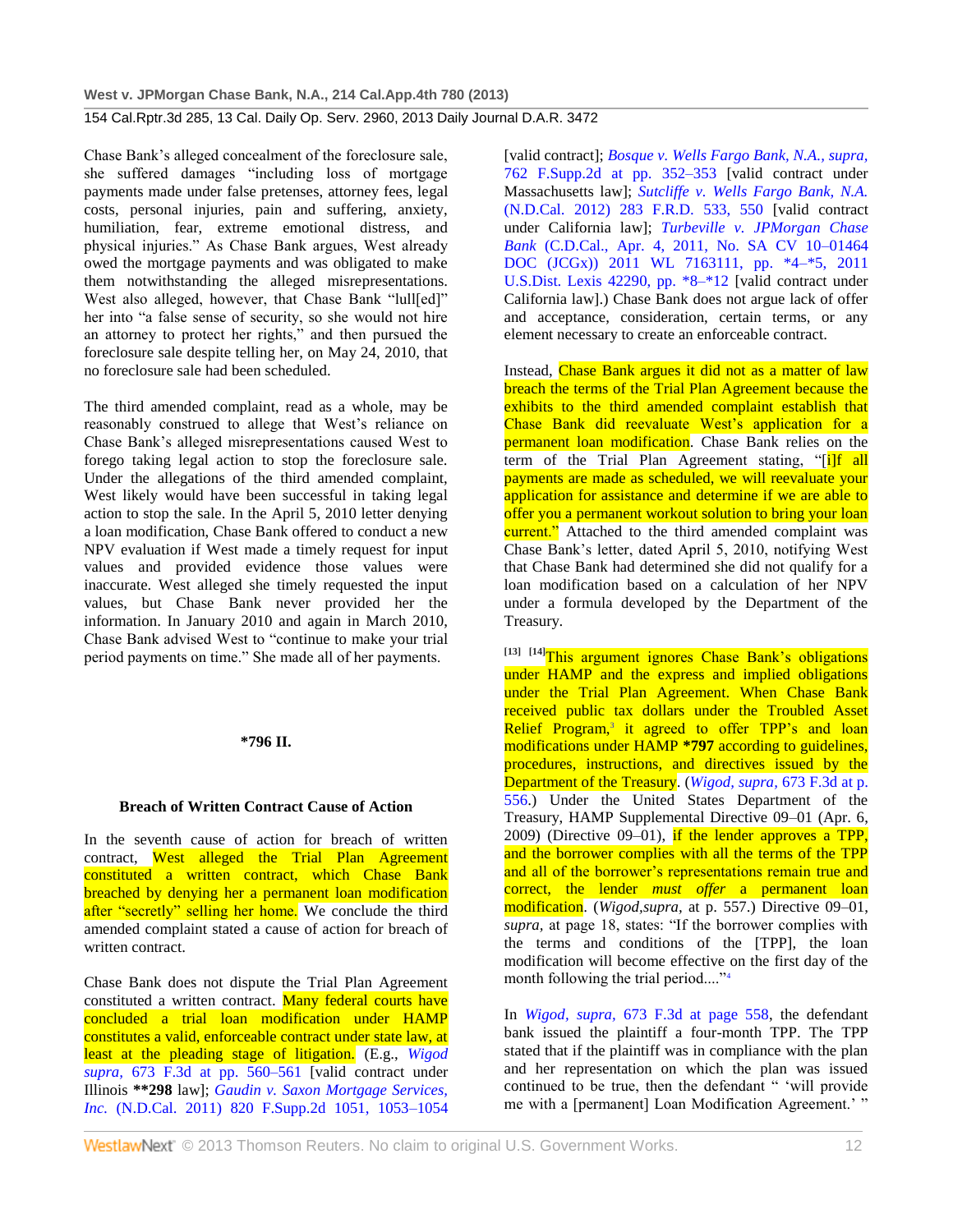Chase Bank's alleged concealment of the foreclosure sale, she suffered damages "including loss of mortgage payments made under false pretenses, attorney fees, legal costs, personal injuries, pain and suffering, anxiety, humiliation, fear, extreme emotional distress, and physical injuries." As Chase Bank argues, West already owed the mortgage payments and was obligated to make them notwithstanding the alleged misrepresentations. West also alleged, however, that Chase Bank "lull[ed]" her into "a false sense of security, so she would not hire an attorney to protect her rights," and then pursued the foreclosure sale despite telling her, on May 24, 2010, that no foreclosure sale had been scheduled.

The third amended complaint, read as a whole, may be reasonably construed to allege that West's reliance on Chase Bank's alleged misrepresentations caused West to forego taking legal action to stop the foreclosure sale. Under the allegations of the third amended complaint, West likely would have been successful in taking legal action to stop the sale. In the April 5, 2010 letter denying a loan modification, Chase Bank offered to conduct a new NPV evaluation if West made a timely request for input values and provided evidence those values were inaccurate. West alleged she timely requested the input values, but Chase Bank never provided her the information. In January 2010 and again in March 2010, Chase Bank advised West to "continue to make your trial period payments on time." She made all of her payments.

## *796 II.

### Breach of Written Contract Cause of Action

In the seventh cause of action for breach of written contract, West alleged the Trial Plan Agreement constituted a written contract, which Chase Bank breached by denying her a permanent loan modification after "secretly" selling her home. We conclude the third amended complaint stated a cause of action for breach of written contract.

Chase Bank does not dispute the Trial Plan Agreement constituted a written contract. Many federal courts have concluded a trial loan modification under HAMP constitutes a valid, enforceable contract under state law, at least at the pleading stage of litigation. (E.g., *Wigod supra,* 673 F.3d at pp. 560–561 [valid contract under Illinois **\*\*298** law]; *Gaudin v. Saxon Mortgage Services, Inc.* (N.D.Cal. 2011) 820 F.Supp.2d 1051, 1053–1054 [valid contract]; *Bosque v. Wells Fargo Bank, N.A., supra,* 762 F.Supp.2d at pp. 352–353 [valid contract under Massachusetts law]; *Sutcliffe v. Wells Fargo Bank, N.A.* (N.D.Cal. 2012) 283 F.R.D. 533, 550 [valid contract under California law]; *Turbeville v. JPMorgan Chase Bank* (C.D.Cal., Apr. 4, 2011, No. SA CV 10–01464 DOC (JCGx)) 2011 WL 7163111, pp. \*4–\*5, 2011 U.S.Dist. Lexis 42290, pp. \*8–\*12 [valid contract under California law].) Chase Bank does not argue lack of offer and acceptance, consideration, certain terms, or any element necessary to create an enforceable contract.

Instead, Chase Bank argues it did not as a matter of law breach the terms of the Trial Plan Agreement because the exhibits to the third amended complaint establish that Chase Bank did reevaluate West's application for a permanent loan modification. Chase Bank relies on the term of the Trial Plan Agreement stating, "[i]f all payments are made as scheduled, we will reevaluate your application for assistance and determine if we are able to offer you a permanent workout solution to bring your loan current." Attached to the third amended complaint was Chase Bank's letter, dated April 5, 2010, notifying West that Chase Bank had determined she did not qualify for a loan modification based on a calculation of her NPV under a formula developed by the Department of the Treasury.

[13] [14] This argument ignores Chase Bank's obligations under HAMP and the express and implied obligations under the Trial Plan Agreement. When Chase Bank received public tax dollars under the Troubled Asset Relief Program,[3] it agreed to offer TPP's and loan modifications under HAMP **\*797** according to guidelines, procedures, instructions, and directives issued by the Department of the Treasury. (*Wigod, supra,* 673 F.3d at p. 556.) Under the United States Department of the Treasury, HAMP Supplemental Directive 09–01 (Apr. 6, 2009) (Directive 09–01), if the lender approves a TPP, and the borrower complies with all the terms of the TPP and all of the borrower's representations remain true and correct, the lender *must offer* a permanent loan modification. (*Wigod,supra,* at p. 557.) Directive 09–01, *supra,* at page 18, states: "If the borrower complies with the terms and conditions of the [TPP], the loan modification will become effective on the first day of the month following the trial period...."[4]

In *Wigod, supra,* 673 F.3d at page 558, the defendant bank issued the plaintiff a four-month TPP. The TPP stated that if the plaintiff was in compliance with the plan and her representation on which the plan was issued continued to be true, then the defendant " 'will provide me with a [permanent] Loan Modification Agreement.' "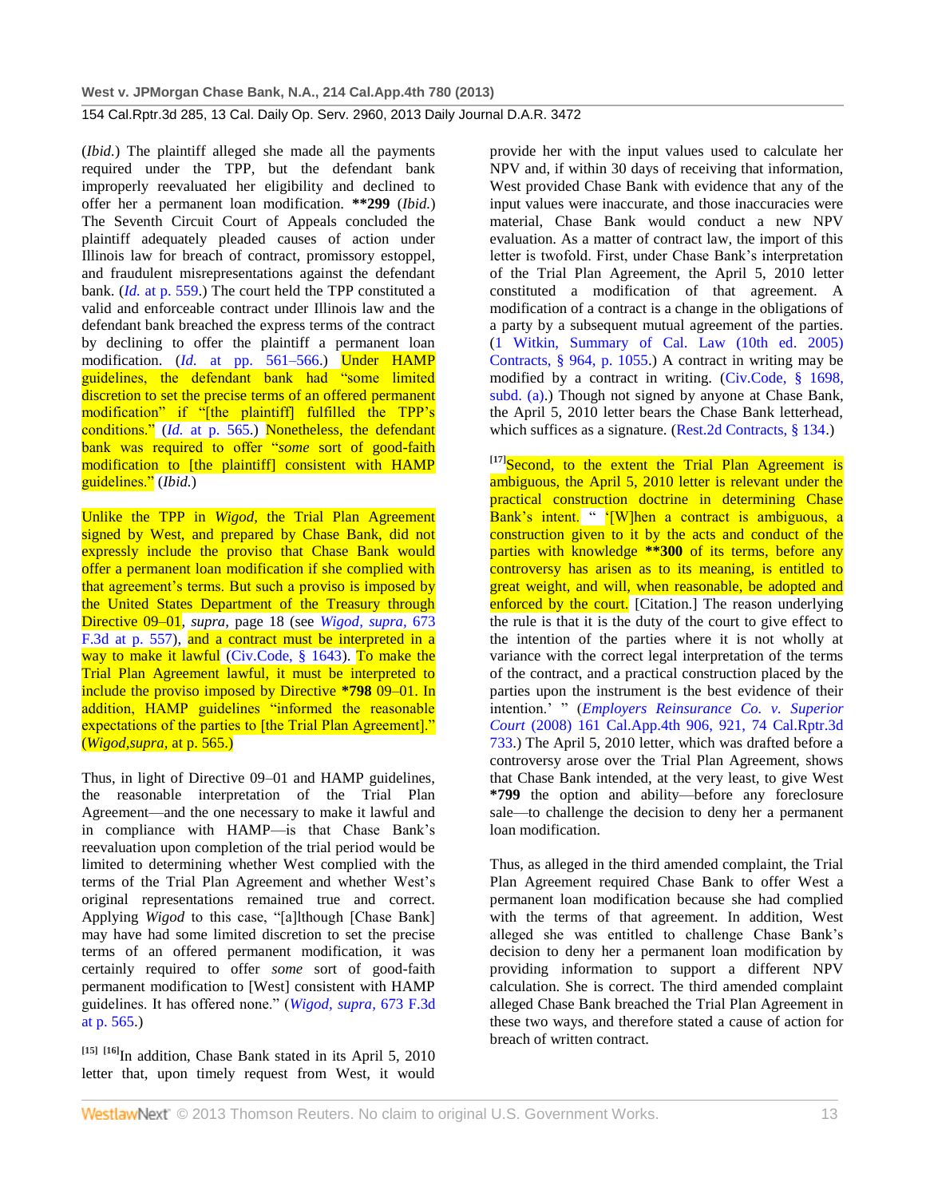(*Ibid.*) The plaintiff alleged she made all the payments required under the TPP, but the defendant bank improperly reevaluated her eligibility and declined to offer her a permanent loan modification. **\*\*299** (*Ibid.*) The Seventh Circuit Court of Appeals concluded the plaintiff adequately pleaded causes of action under Illinois law for breach of contract, promissory estoppel, and fraudulent misrepresentations against the defendant bank. (*Id.* at p. 559.) The court held the TPP constituted a valid and enforceable contract under Illinois law and the defendant bank breached the express terms of the contract by declining to offer the plaintiff a permanent loan modification. (*Id.* at pp. 561–566.) Under HAMP guidelines, the defendant bank had "some limited discretion to set the precise terms of an offered permanent modification" if "[the plaintiff] fulfilled the TPP's conditions." (*Id.* at p. 565.) Nonetheless, the defendant bank was required to offer "*some* sort of good-faith modification to [the plaintiff] consistent with HAMP guidelines." (*Ibid.*)

Unlike the TPP in *Wigod,* the Trial Plan Agreement signed by West, and prepared by Chase Bank, did not expressly include the proviso that Chase Bank would offer a permanent loan modification if she complied with that agreement's terms. But such a proviso is imposed by the United States Department of the Treasury through Directive 09–01, *supra,* page 18 (see *Wigod, supra,* 673 F.3d at p. 557), and a contract must be interpreted in a way to make it lawful (Civ.Code, § 1643). To make the Trial Plan Agreement lawful, it must be interpreted to include the proviso imposed by Directive **\*798** 09–01. In addition, HAMP guidelines "informed the reasonable expectations of the parties to [the Trial Plan Agreement]." (*Wigod,supra,* at p. 565.)

Thus, in light of Directive 09–01 and HAMP guidelines, the reasonable interpretation of the Trial Plan Agreement—and the one necessary to make it lawful and in compliance with HAMP—is that Chase Bank's reevaluation upon completion of the trial period would be limited to determining whether West complied with the terms of the Trial Plan Agreement and whether West's original representations remained true and correct. Applying *Wigod* to this case, "[a]lthough [Chase Bank] may have had some limited discretion to set the precise terms of an offered permanent modification, it was certainly required to offer *some* sort of good-faith permanent modification to [West] consistent with HAMP guidelines. It has offered none." (*Wigod, supra,* 673 F.3d at p. 565.)

[15] [16]In addition, Chase Bank stated in its April 5, 2010 letter that, upon timely request from West, it would provide her with the input values used to calculate her NPV and, if within 30 days of receiving that information, West provided Chase Bank with evidence that any of the input values were inaccurate, and those inaccuracies were material, Chase Bank would conduct a new NPV evaluation. As a matter of contract law, the import of this letter is twofold. First, under Chase Bank's interpretation of the Trial Plan Agreement, the April 5, 2010 letter constituted a modification of that agreement. A modification of a contract is a change in the obligations of a party by a subsequent mutual agreement of the parties. (1 Witkin, Summary of Cal. Law (10th ed. 2005) Contracts, § 964, p. 1055.) A contract in writing may be modified by a contract in writing. (Civ.Code, § 1698, subd. (a).) Though not signed by anyone at Chase Bank, the April 5, 2010 letter bears the Chase Bank letterhead, which suffices as a signature. (Rest.2d Contracts, § 134.)

[17]Second, to the extent the Trial Plan Agreement is ambiguous, the April 5, 2010 letter is relevant under the practical construction doctrine in determining Chase Bank's intent. " '[W]hen a contract is ambiguous, a construction given to it by the acts and conduct of the parties with knowledge **\*\*300** of its terms, before any controversy has arisen as to its meaning, is entitled to great weight, and will, when reasonable, be adopted and enforced by the court. [Citation.] The reason underlying the rule is that it is the duty of the court to give effect to the intention of the parties where it is not wholly at variance with the correct legal interpretation of the terms of the contract, and a practical construction placed by the parties upon the instrument is the best evidence of their intention.' " (*Employers Reinsurance Co. v. Superior Court* (2008) 161 Cal.App.4th 906, 921, 74 Cal.Rptr.3d 733.) The April 5, 2010 letter, which was drafted before a controversy arose over the Trial Plan Agreement, shows that Chase Bank intended, at the very least, to give West **\*799** the option and ability—before any foreclosure sale—to challenge the decision to deny her a permanent loan modification.

Thus, as alleged in the third amended complaint, the Trial Plan Agreement required Chase Bank to offer West a permanent loan modification because she had complied with the terms of that agreement. In addition, West alleged she was entitled to challenge Chase Bank's decision to deny her a permanent loan modification by providing information to support a different NPV calculation. She is correct. The third amended complaint alleged Chase Bank breached the Trial Plan Agreement in these two ways, and therefore stated a cause of action for breach of written contract.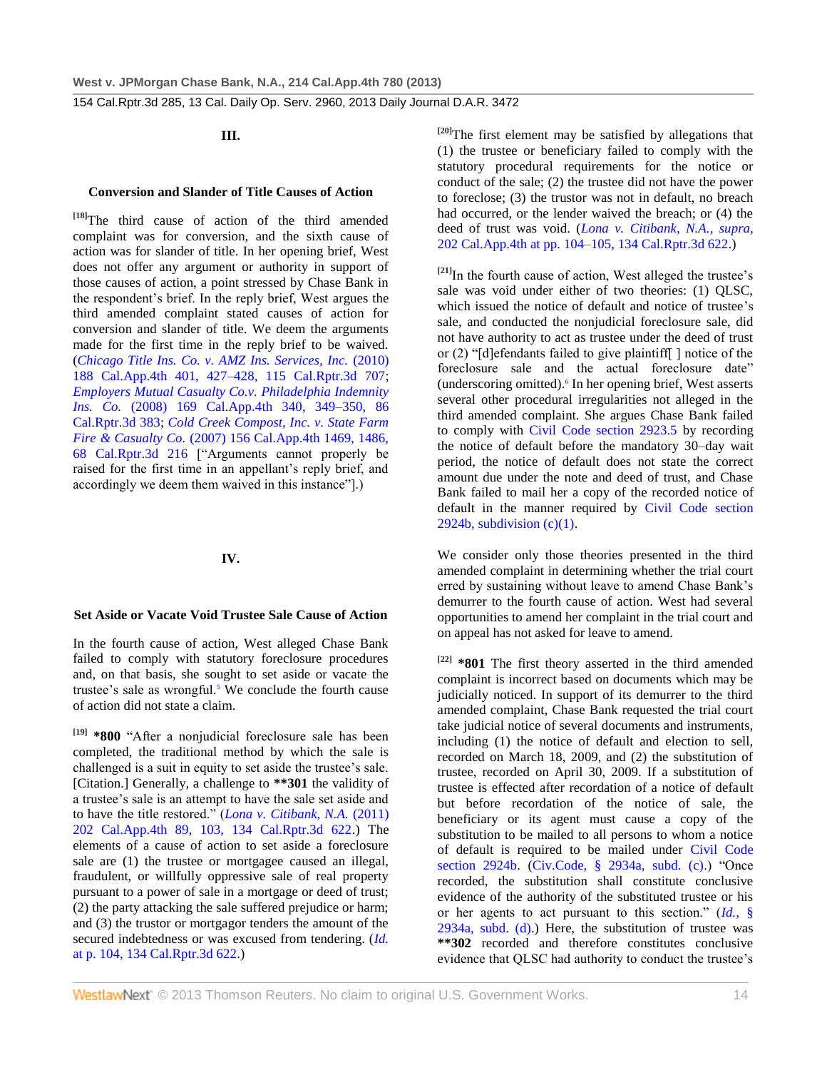### III.

### Conversion and Slander of Title Causes of Action

[18]The third cause of action of the third amended complaint was for conversion, and the sixth cause of action was for slander of title. In her opening brief, West does not offer any argument or authority in support of those causes of action, a point stressed by Chase Bank in the respondent's brief. In the reply brief, West argues the third amended complaint stated causes of action for conversion and slander of title. We deem the arguments made for the first time in the reply brief to be waived. (*Chicago Title Ins. Co. v. AMZ Ins. Services, Inc.* (2010) 188 Cal.App.4th 401, 427–428, 115 Cal.Rptr.3d 707; *Employers Mutual Casualty Co.v. Philadelphia Indemnity Ins. Co.* (2008) 169 Cal.App.4th 340, 349–350, 86 Cal.Rptr.3d 383; *Cold Creek Compost, Inc. v. State Farm Fire & Casualty Co.* (2007) 156 Cal.App.4th 1469, 1486, 68 Cal.Rptr.3d 216 ["Arguments cannot properly be raised for the first time in an appellant's reply brief, and accordingly we deem them waived in this instance"].)

### IV.

### Set Aside or Vacate Void Trustee Sale Cause of Action

In the fourth cause of action, West alleged Chase Bank failed to comply with statutory foreclosure procedures and, on that basis, she sought to set aside or vacate the trustee's sale as wrongful.[5] We conclude the fourth cause of action did not state a claim.

[19] **\*800** "After a nonjudicial foreclosure sale has been completed, the traditional method by which the sale is challenged is a suit in equity to set aside the trustee's sale. [Citation.] Generally, a challenge to **\*\*301** the validity of a trustee's sale is an attempt to have the sale set aside and to have the title restored." (*Lona v. Citibank, N.A.* (2011) 202 Cal.App.4th 89, 103, 134 Cal.Rptr.3d 622.) The elements of a cause of action to set aside a foreclosure sale are (1) the trustee or mortgagee caused an illegal, fraudulent, or willfully oppressive sale of real property pursuant to a power of sale in a mortgage or deed of trust; (2) the party attacking the sale suffered prejudice or harm; and (3) the trustor or mortgagor tenders the amount of the secured indebtedness or was excused from tendering. (*Id.* at p. 104, 134 Cal.Rptr.3d 622.)

[20]The first element may be satisfied by allegations that (1) the trustee or beneficiary failed to comply with the statutory procedural requirements for the notice or conduct of the sale; (2) the trustee did not have the power to foreclose; (3) the trustor was not in default, no breach had occurred, or the lender waived the breach; or (4) the deed of trust was void. (*Lona v. Citibank, N.A., supra,* 202 Cal.App.4th at pp. 104–105, 134 Cal.Rptr.3d 622.)

[21]In the fourth cause of action, West alleged the trustee's sale was void under either of two theories: (1) QLSC, which issued the notice of default and notice of trustee's sale, and conducted the nonjudicial foreclosure sale, did not have authority to act as trustee under the deed of trust or (2) "[d]efendants failed to give plaintiff[ ] notice of the foreclosure sale and the actual foreclosure date" (underscoring omitted).[6] In her opening brief, West asserts several other procedural irregularities not alleged in the third amended complaint. She argues Chase Bank failed to comply with Civil Code section 2923.5 by recording the notice of default before the mandatory 30–day wait period, the notice of default does not state the correct amount due under the note and deed of trust, and Chase Bank failed to mail her a copy of the recorded notice of default in the manner required by Civil Code section 2924b, subdivision (c)(1).

We consider only those theories presented in the third amended complaint in determining whether the trial court erred by sustaining without leave to amend Chase Bank's demurrer to the fourth cause of action. West had several opportunities to amend her complaint in the trial court and on appeal has not asked for leave to amend.

[22] **\*801** The first theory asserted in the third amended complaint is incorrect based on documents which may be judicially noticed. In support of its demurrer to the third amended complaint, Chase Bank requested the trial court take judicial notice of several documents and instruments, including (1) the notice of default and election to sell, recorded on March 18, 2009, and (2) the substitution of trustee, recorded on April 30, 2009. If a substitution of trustee is effected after recordation of a notice of default but before recordation of the notice of sale, the beneficiary or its agent must cause a copy of the substitution to be mailed to all persons to whom a notice of default is required to be mailed under Civil Code section 2924b. (Civ.Code, § 2934a, subd. (c).) "Once recorded, the substitution shall constitute conclusive evidence of the authority of the substituted trustee or his or her agents to act pursuant to this section." (*Id.,* § 2934a, subd. (d).) Here, the substitution of trustee was **\*\*302** recorded and therefore constitutes conclusive evidence that QLSC had authority to conduct the trustee's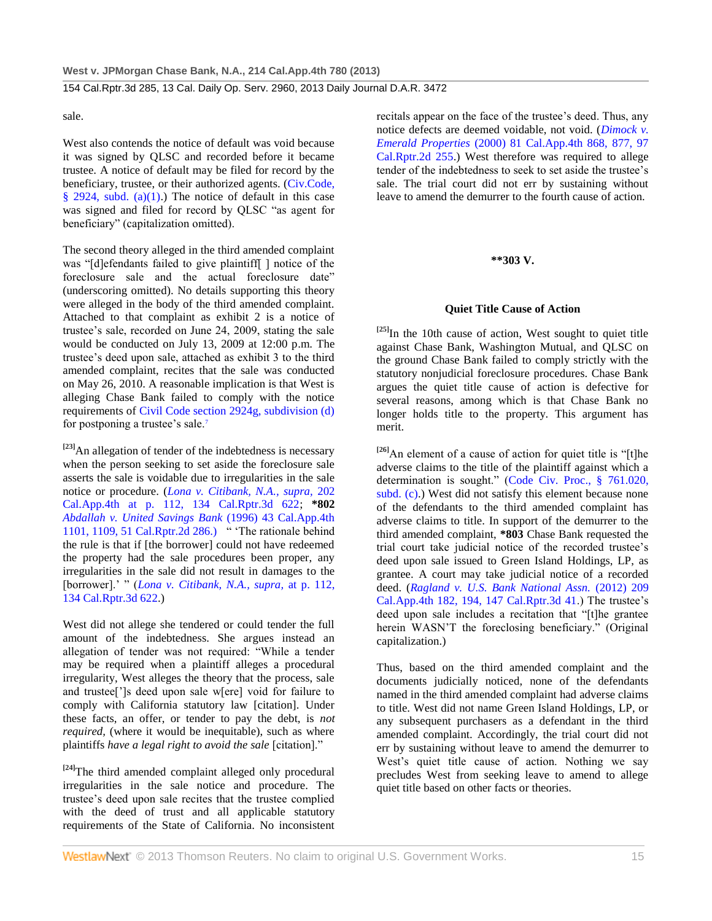sale.

West also contends the notice of default was void because it was signed by QLSC and recorded before it became trustee. A notice of default may be filed for record by the beneficiary, trustee, or their authorized agents. (Civ.Code, § 2924, subd. (a)(1).) The notice of default in this case was signed and filed for record by QLSC "as agent for beneficiary" (capitalization omitted).

The second theory alleged in the third amended complaint was "[d]efendants failed to give plaintiff[ ] notice of the foreclosure sale and the actual foreclosure date" (underscoring omitted). No details supporting this theory were alleged in the body of the third amended complaint. Attached to that complaint as exhibit 2 is a notice of trustee's sale, recorded on June 24, 2009, stating the sale would be conducted on July 13, 2009 at 12:00 p.m. The trustee's deed upon sale, attached as exhibit 3 to the third amended complaint, recites that the sale was conducted on May 26, 2010. A reasonable implication is that West is alleging Chase Bank failed to comply with the notice requirements of Civil Code section 2924g, subdivision (d) for postponing a trustee's sale.[7]

[23]An allegation of tender of the indebtedness is necessary when the person seeking to set aside the foreclosure sale asserts the sale is voidable due to irregularities in the sale notice or procedure. (*Lona v. Citibank, N.A., supra,* 202 Cal.App.4th at p. 112, 134 Cal.Rptr.3d 622; **\*802** *Abdallah v. United Savings Bank* (1996) 43 Cal.App.4th 1101, 1109, 51 Cal.Rptr.2d 286.) " 'The rationale behind the rule is that if [the borrower] could not have redeemed the property had the sale procedures been proper, any irregularities in the sale did not result in damages to the [borrower].' " (*Lona v. Citibank, N.A., supra,* at p. 112, 134 Cal.Rptr.3d 622.)

West did not allege she tendered or could tender the full amount of the indebtedness. She argues instead an allegation of tender was not required: "While a tender may be required when a plaintiff alleges a procedural irregularity, West alleges the theory that the process, sale and trustee[']s deed upon sale w[ere] void for failure to comply with California statutory law [citation]. Under these facts, an offer, or tender to pay the debt, is *not required,* (where it would be inequitable), such as where plaintiffs *have a legal right to avoid the sale* [citation]."

[24]The third amended complaint alleged only procedural irregularities in the sale notice and procedure. The trustee's deed upon sale recites that the trustee complied with the deed of trust and all applicable statutory requirements of the State of California. No inconsistent recitals appear on the face of the trustee's deed. Thus, any notice defects are deemed voidable, not void. (*Dimock v. Emerald Properties* (2000) 81 Cal.App.4th 868, 877, 97 Cal.Rptr.2d 255.) West therefore was required to allege tender of the indebtedness to seek to set aside the trustee's sale. The trial court did not err by sustaining without leave to amend the demurrer to the fourth cause of action.

## **\*\*303 V.**

### Quiet Title Cause of Action

[25]In the 10th cause of action, West sought to quiet title against Chase Bank, Washington Mutual, and QLSC on the ground Chase Bank failed to comply strictly with the statutory nonjudicial foreclosure procedures. Chase Bank argues the quiet title cause of action is defective for several reasons, among which is that Chase Bank no longer holds title to the property. This argument has merit.

[26]An element of a cause of action for quiet title is "[t]he adverse claims to the title of the plaintiff against which a determination is sought." (Code Civ. Proc., § 761.020, subd. (c).) West did not satisfy this element because none of the defendants to the third amended complaint has adverse claims to title. In support of the demurrer to the third amended complaint, **\*803** Chase Bank requested the trial court take judicial notice of the recorded trustee's deed upon sale issued to Green Island Holdings, LP, as grantee. A court may take judicial notice of a recorded deed. (*Ragland v. U.S. Bank National Assn.* (2012) 209 Cal.App.4th 182, 194, 147 Cal.Rptr.3d 41.) The trustee's deed upon sale includes a recitation that "[t]he grantee herein WASN'T the foreclosing beneficiary." (Original capitalization.)

Thus, based on the third amended complaint and the documents judicially noticed, none of the defendants named in the third amended complaint had adverse claims to title. West did not name Green Island Holdings, LP, or any subsequent purchasers as a defendant in the third amended complaint. Accordingly, the trial court did not err by sustaining without leave to amend the demurrer to West's quiet title cause of action. Nothing we say precludes West from seeking leave to amend to allege quiet title based on other facts or theories.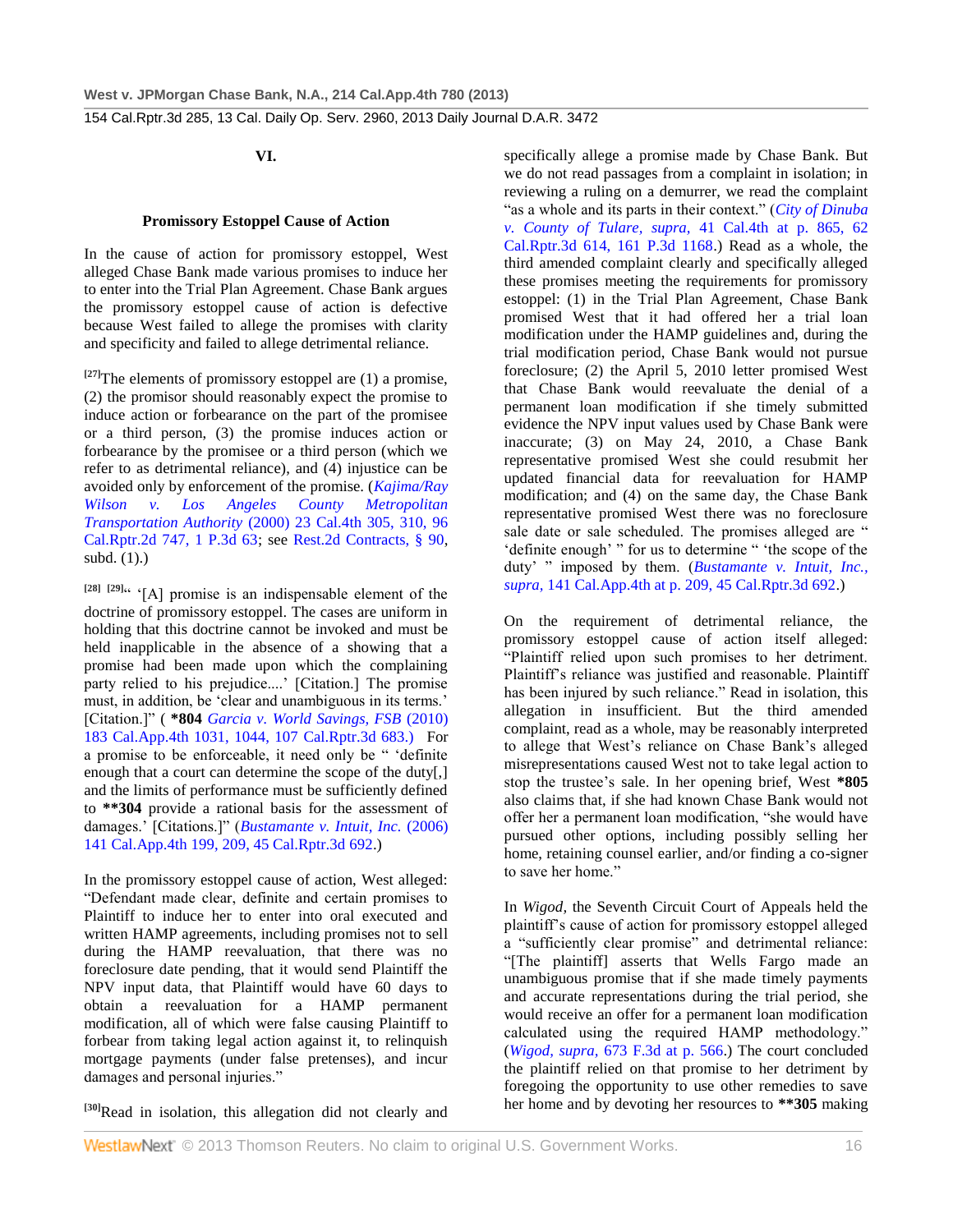## VI.

### Promissory Estoppel Cause of Action

In the cause of action for promissory estoppel, West alleged Chase Bank made various promises to induce her to enter into the Trial Plan Agreement. Chase Bank argues the promissory estoppel cause of action is defective because West failed to allege the promises with clarity and specificity and failed to allege detrimental reliance.

[27]The elements of promissory estoppel are (1) a promise, (2) the promisor should reasonably expect the promise to induce action or forbearance on the part of the promisee or a third person, (3) the promise induces action or forbearance by the promisee or a third person (which we refer to as detrimental reliance), and (4) injustice can be avoided only by enforcement of the promise. (*Kajima/Ray Wilson v. Los Angeles County Metropolitan Transportation Authority* (2000) 23 Cal.4th 305, 310, 96 Cal.Rptr.2d 747, 1 P.3d 63; see Rest.2d Contracts, § 90, subd. (1).)

[28] [29]" '[A] promise is an indispensable element of the doctrine of promissory estoppel. The cases are uniform in holding that this doctrine cannot be invoked and must be held inapplicable in the absence of a showing that a promise had been made upon which the complaining party relied to his prejudice....' [Citation.] The promise must, in addition, be 'clear and unambiguous in its terms.' [Citation.]" ( **\*804** *Garcia v. World Savings, FSB* (2010) 183 Cal.App.4th 1031, 1044, 107 Cal.Rptr.3d 683.) For a promise to be enforceable, it need only be " 'definite enough that a court can determine the scope of the duty[,] and the limits of performance must be sufficiently defined to **\*\*304** provide a rational basis for the assessment of damages.' [Citations.]" (*Bustamante v. Intuit, Inc.* (2006) 141 Cal.App.4th 199, 209, 45 Cal.Rptr.3d 692.)

In the promissory estoppel cause of action, West alleged: "Defendant made clear, definite and certain promises to Plaintiff to induce her to enter into oral executed and written HAMP agreements, including promises not to sell during the HAMP reevaluation, that there was no foreclosure date pending, that it would send Plaintiff the NPV input data, that Plaintiff would have 60 days to obtain a reevaluation for a HAMP permanent modification, all of which were false causing Plaintiff to forbear from taking legal action against it, to relinquish mortgage payments (under false pretenses), and incur damages and personal injuries."

[30]Read in isolation, this allegation did not clearly and specifically allege a promise made by Chase Bank. But we do not read passages from a complaint in isolation; in reviewing a ruling on a demurrer, we read the complaint "as a whole and its parts in their context." (*City of Dinuba v. County of Tulare, supra,* 41 Cal.4th at p. 865, 62 Cal.Rptr.3d 614, 161 P.3d 1168.) Read as a whole, the third amended complaint clearly and specifically alleged these promises meeting the requirements for promissory estoppel: (1) in the Trial Plan Agreement, Chase Bank promised West that it had offered her a trial loan modification under the HAMP guidelines and, during the trial modification period, Chase Bank would not pursue foreclosure; (2) the April 5, 2010 letter promised West that Chase Bank would reevaluate the denial of a permanent loan modification if she timely submitted evidence the NPV input values used by Chase Bank were inaccurate; (3) on May 24, 2010, a Chase Bank representative promised West she could resubmit her updated financial data for reevaluation for HAMP modification; and (4) on the same day, the Chase Bank representative promised West there was no foreclosure sale date or sale scheduled. The promises alleged are " 'definite enough' " for us to determine " 'the scope of the duty' " imposed by them. (*Bustamante v. Intuit, Inc., supra,* 141 Cal.App.4th at p. 209, 45 Cal.Rptr.3d 692.)

On the requirement of detrimental reliance, the promissory estoppel cause of action itself alleged: "Plaintiff relied upon such promises to her detriment. Plaintiff's reliance was justified and reasonable. Plaintiff has been injured by such reliance." Read in isolation, this allegation in insufficient. But the third amended complaint, read as a whole, may be reasonably interpreted to allege that West's reliance on Chase Bank's alleged misrepresentations caused West not to take legal action to stop the trustee's sale. In her opening brief, West **\*805** also claims that, if she had known Chase Bank would not offer her a permanent loan modification, "she would have pursued other options, including possibly selling her home, retaining counsel earlier, and/or finding a co-signer to save her home."

In *Wigod,* the Seventh Circuit Court of Appeals held the plaintiff's cause of action for promissory estoppel alleged a "sufficiently clear promise" and detrimental reliance: "[The plaintiff] asserts that Wells Fargo made an unambiguous promise that if she made timely payments and accurate representations during the trial period, she would receive an offer for a permanent loan modification calculated using the required HAMP methodology." (*Wigod, supra,* 673 F.3d at p. 566.) The court concluded the plaintiff relied on that promise to her detriment by foregoing the opportunity to use other remedies to save her home and by devoting her resources to **\*\*305** making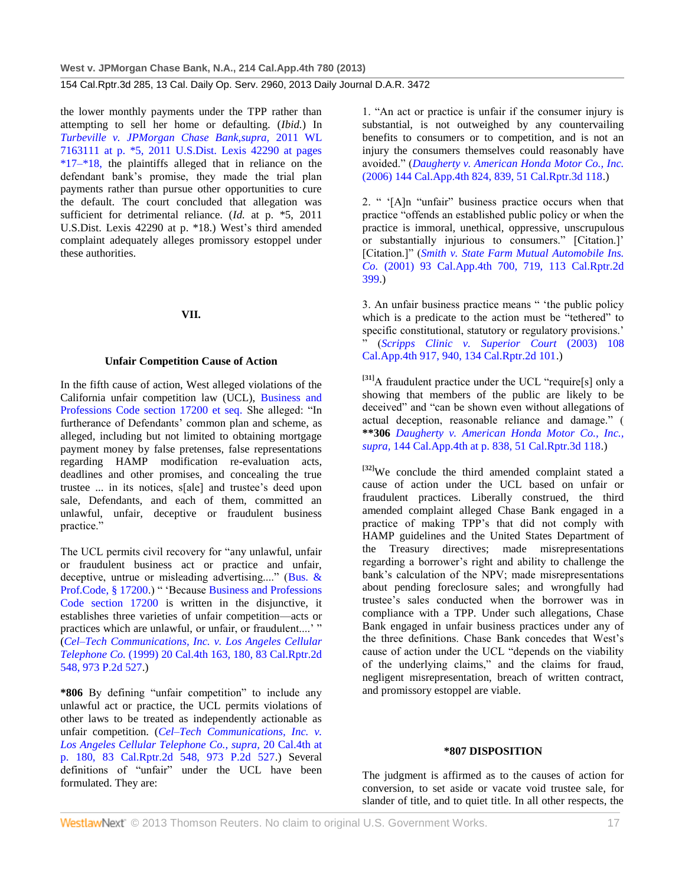the lower monthly payments under the TPP rather than attempting to sell her home or defaulting. (*Ibid.*) In *Turbeville v. JPMorgan Chase Bank,supra,* 2011 WL 7163111 at p. *5, 2011 U.S.Dist. Lexis 42290 at pages *17–*18, the plaintiffs alleged that in reliance on the defendant bank's promise, they made the trial plan payments rather than pursue other opportunities to cure the default. The court concluded that allegation was sufficient for detrimental reliance. (*Id.* at p. *5, 2011 U.S.Dist. Lexis 42290 at p. *18.) West's third amended complaint adequately alleges promissory estoppel under these authorities.

## VII.

## Unfair Competition Cause of Action

In the fifth cause of action, West alleged violations of the California unfair competition law (UCL), Business and Professions Code section 17200 et seq. She alleged: "In furtherance of Defendants' common plan and scheme, as alleged, including but not limited to obtaining mortgage payment money by false pretenses, false representations regarding HAMP modification re-evaluation acts, deadlines and other promises, and concealing the true trustee ... in its notices, s[ale] and trustee's deed upon sale, Defendants, and each of them, committed an unlawful, unfair, deceptive or fraudulent business practice."

The UCL permits civil recovery for "any unlawful, unfair or fraudulent business act or practice and unfair, deceptive, untrue or misleading advertising...." (Bus. & Prof.Code, § 17200.) " 'Because Business and Professions Code section 17200 is written in the disjunctive, it establishes three varieties of unfair competition—acts or practices which are unlawful, or unfair, or fraudulent....' " (*Cel–Tech Communications, Inc. v. Los Angeles Cellular Telephone Co.* (1999) 20 Cal.4th 163, 180, 83 Cal.Rptr.2d 548, 973 P.2d 527.)

**\*806** By defining "unfair competition" to include any unlawful act or practice, the UCL permits violations of other laws to be treated as independently actionable as unfair competition. (*Cel–Tech Communications, Inc. v. Los Angeles Cellular Telephone Co., supra,* 20 Cal.4th at p. 180, 83 Cal.Rptr.2d 548, 973 P.2d 527.) Several definitions of "unfair" under the UCL have been formulated. They are:

1. "An act or practice is unfair if the consumer injury is substantial, is not outweighed by any countervailing benefits to consumers or to competition, and is not an injury the consumers themselves could reasonably have avoided." (*Daugherty v. American Honda Motor Co., Inc.* (2006) 144 Cal.App.4th 824, 839, 51 Cal.Rptr.3d 118.)

2. " '[A]n "unfair" business practice occurs when that practice "offends an established public policy or when the practice is immoral, unethical, oppressive, unscrupulous or substantially injurious to consumers." [Citation.]' [Citation.]" (*Smith v. State Farm Mutual Automobile Ins. Co.* (2001) 93 Cal.App.4th 700, 719, 113 Cal.Rptr.2d 399.)

3. An unfair business practice means " 'the public policy which is a predicate to the action must be "tethered" to specific constitutional, statutory or regulatory provisions.' " (*Scripps Clinic v. Superior Court* (2003) 108 Cal.App.4th 917, 940, 134 Cal.Rptr.2d 101.)

[31] A fraudulent practice under the UCL "require[s] only a showing that members of the public are likely to be deceived" and "can be shown even without allegations of actual deception, reasonable reliance and damage." ( **\*\*306** *Daugherty v. American Honda Motor Co., Inc., supra,* 144 Cal.App.4th at p. 838, 51 Cal.Rptr.3d 118.)

[32] We conclude the third amended complaint stated a cause of action under the UCL based on unfair or fraudulent practices. Liberally construed, the third amended complaint alleged Chase Bank engaged in a practice of making TPP's that did not comply with HAMP guidelines and the United States Department of the Treasury directives; made misrepresentations regarding a borrower's right and ability to challenge the bank's calculation of the NPV; made misrepresentations about pending foreclosure sales; and wrongfully had trustee's sales conducted when the borrower was in compliance with a TPP. Under such allegations, Chase Bank engaged in unfair business practices under any of the three definitions. Chase Bank concedes that West's cause of action under the UCL "depends on the viability of the underlying claims," and the claims for fraud, negligent misrepresentation, breach of written contract, and promissory estoppel are viable.

## \*807 DISPOSITION

The judgment is affirmed as to the causes of action for conversion, to set aside or vacate void trustee sale, for slander of title, and to quiet title. In all other respects, the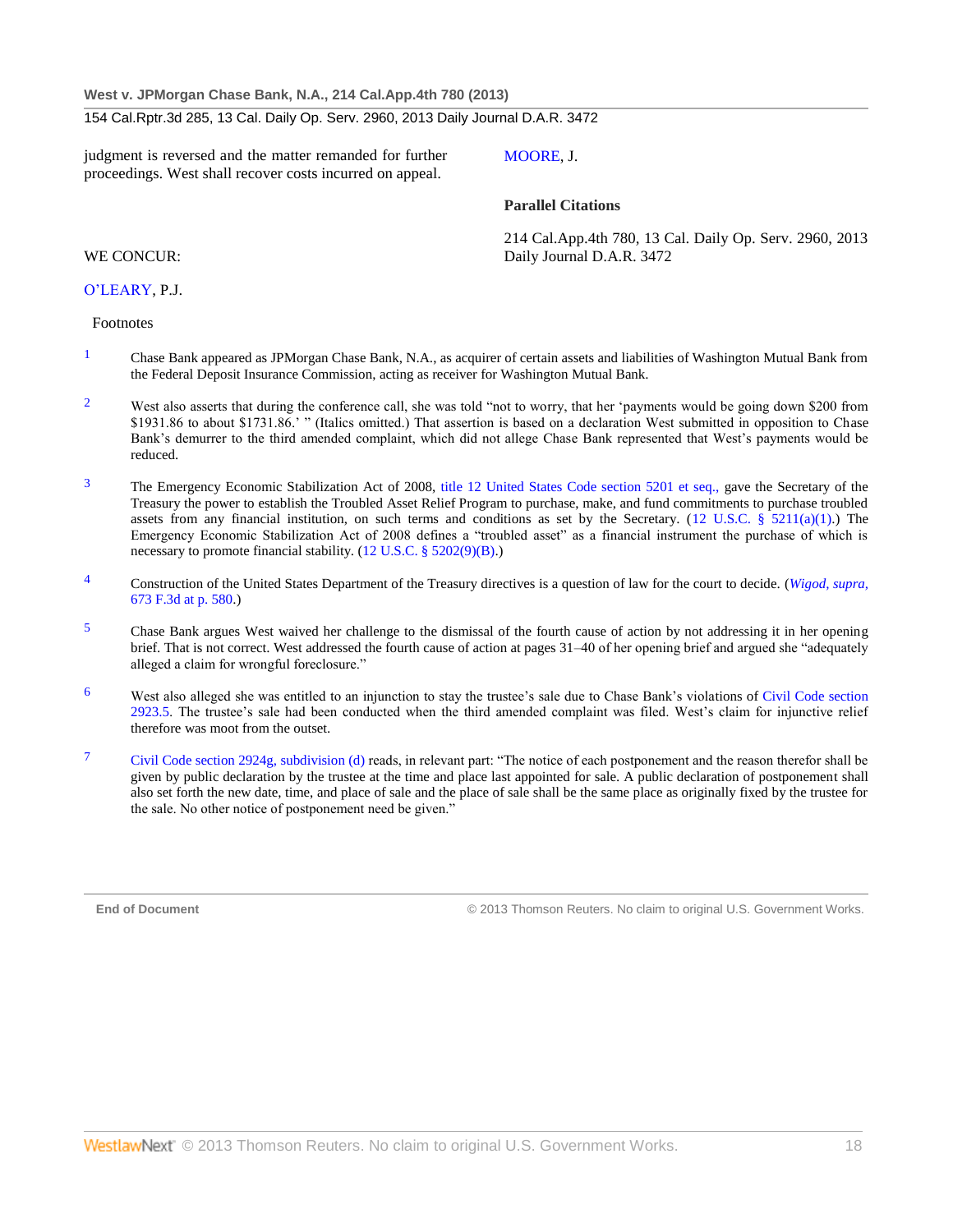judgment is reversed and the matter remanded for further proceedings. West shall recover costs incurred on appeal.

MOORE, J.

WE CONCUR:

O'LEARY, P.J.

**Parallel Citations**

214 Cal.App.4th 780, 13 Cal. Daily Op. Serv. 2960, 2013 Daily Journal D.A.R. 3472

Footnotes

1 Chase Bank appeared as JPMorgan Chase Bank, N.A., as acquirer of certain assets and liabilities of Washington Mutual Bank from the Federal Deposit Insurance Commission, acting as receiver for Washington Mutual Bank.

2 West also asserts that during the conference call, she was told "not to worry, that her 'payments would be going down $200 from $1931.86 to about $1731.86.' " (Italics omitted.) That assertion is based on a declaration West submitted in opposition to Chase Bank's demurrer to the third amended complaint, which did not allege Chase Bank represented that West's payments would be reduced.

3 The Emergency Economic Stabilization Act of 2008, title 12 United States Code section 5201 et seq., gave the Secretary of the Treasury the power to establish the Troubled Asset Relief Program to purchase, make, and fund commitments to purchase troubled assets from any financial institution, on such terms and conditions as set by the Secretary. (12 U.S.C. § 5211(a)(1).) The Emergency Economic Stabilization Act of 2008 defines a "troubled asset" as a financial instrument the purchase of which is necessary to promote financial stability. (12 U.S.C. § 5202(9)(B).)

4 Construction of the United States Department of the Treasury directives is a question of law for the court to decide. (*Wigod, supra,* 673 F.3d at p. 580.)

5 Chase Bank argues West waived her challenge to the dismissal of the fourth cause of action by not addressing it in her opening brief. That is not correct. West addressed the fourth cause of action at pages 31–40 of her opening brief and argued she "adequately alleged a claim for wrongful foreclosure."

6 West also alleged she was entitled to an injunction to stay the trustee's sale due to Chase Bank's violations of Civil Code section 2923.5. The trustee's sale had been conducted when the third amended complaint was filed. West's claim for injunctive relief therefore was moot from the outset.

7 Civil Code section 2924g, subdivision (d) reads, in relevant part: "The notice of each postponement and the reason therefor shall be given by public declaration by the trustee at the time and place last appointed for sale. A public declaration of postponement shall also set forth the new date, time, and place of sale and the place of sale shall be the same place as originally fixed by the trustee for the sale. No other notice of postponement need be given."

End of Document © 2013 Thomson Reuters. No claim to original U.S. Government Works.